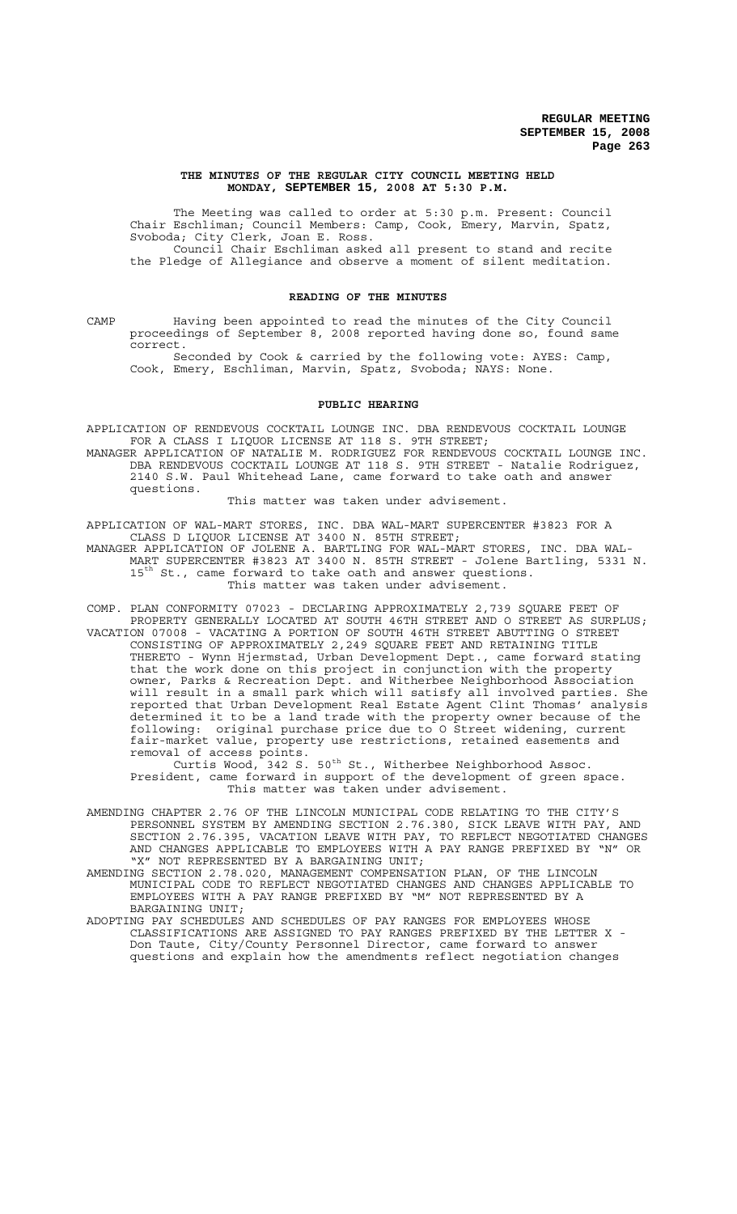# THE MINUTES OF THE REGULAR CITY COUNCIL MEETING HELD MONDAY, SEPTEMBER 15, 2008 AT 5:30 P.M.

The Meeting was called to order at 5:30 p.m. Present: Council Chair Eschliman; Council Members: Camp, Cook, Emery, Marvin, Spatz, Svoboda; City Clerk, Joan E. Ross.

Council Chair Eschliman asked all present to stand and recite the Pledge of Allegiance and observe a moment of silent meditation.

## READING OF THE MINUTES

CAMP Having been appointed to read the minutes of the City Council proceedings of September 8, 2008 reported having done so, found same correct.

Seconded by Cook & carried by the following vote: AYES: Camp, Cook, Emery, Eschliman, Marvin, Spatz, Svoboda; NAYS: None.

## PUBLIC HEARING

APPLICATION OF RENDEVOUS COCKTAIL LOUNGE INC. DBA RENDEVOUS COCKTAIL LOUNGE FOR A CLASS I LIQUOR LICENSE AT 118 S. 9TH STREET;

MANAGER APPLICATION OF NATALIE M. RODRIGUEZ FOR RENDEVOUS COCKTAIL LOUNGE INC. DBA RENDEVOUS COCKTAIL LOUNGE AT 118 S. 9TH STREET - Natalie Rodriguez, 2140 S.W. Paul Whitehead Lane, came forward to take oath and answer questions.

This matter was taken under advisement.

APPLICATION OF WAL-MART STORES, INC. DBA WAL-MART SUPERCENTER #3823 FOR A CLASS D LIQUOR LICENSE AT 3400 N. 85TH STREET;

MANAGER APPLICATION OF JOLENE A. BARTLING FOR WAL-MART STORES, INC. DBA WAL-MART SUPERCENTER #3823 AT 3400 N. 85TH STREET - Jolene Bartling, 5331 N. 15th St., came forward to take oath and answer questions.

This matter was taken under advisement.

COMP. PLAN CONFORMITY 07023 - DECLARING APPROXIMATELY 2,739 SQUARE FEET OF PROPERTY GENERALLY LOCATED AT SOUTH 46TH STREET AND O STREET AS SURPLUS;

VACATION 07008 - VACATING A PORTION OF SOUTH 46TH STREET ABUTTING O STREET CONSISTING OF APPROXIMATELY 2,249 SQUARE FEET AND RETAINING TITLE THERETO - Wynn Hjermstad, Urban Development Dept., came forward stating that the work done on this project in conjunction with the property owner, Parks & Recreation Dept. and Witherbee Neighborhood Association will result in a small park which will satisfy all involved parties. She reported that Urban Development Real Estate Agent Clint Thomas' analysis determined it to be a land trade with the property owner because of the following: original purchase price due to O Street widening, current fair-market value, property use restrictions, retained easements and removal of access points.

Curtis Wood, 342 S. 50th St., Witherbee Neighborhood Assoc. President, came forward in support of the development of green space.

This matter was taken under advisement.

AMENDING CHAPTER 2.76 OF THE LINCOLN MUNICIPAL CODE RELATING TO THE CITY'S PERSONNEL SYSTEM BY AMENDING SECTION 2.76.380, SICK LEAVE WITH PAY, AND SECTION 2.76.395, VACATION LEAVE WITH PAY, TO REFLECT NEGOTIATED CHANGES AND CHANGES APPLICABLE TO EMPLOYEES WITH A PAY RANGE PREFIXED BY "N" OR "X" NOT REPRESENTED BY A BARGAINING UNIT;

AMENDING SECTION 2.78.020, MANAGEMENT COMPENSATION PLAN, OF THE LINCOLN MUNICIPAL CODE TO REFLECT NEGOTIATED CHANGES AND CHANGES APPLICABLE TO EMPLOYEES WITH A PAY RANGE PREFIXED BY "M" NOT REPRESENTED BY A BARGAINING UNIT;

ADOPTING PAY SCHEDULES AND SCHEDULES OF PAY RANGES FOR EMPLOYEES WHOSE CLASSIFICATIONS ARE ASSIGNED TO PAY RANGES PREFIXED BY THE LETTER X - Don Taute, City/County Personnel Director, came forward to answer questions and explain how the amendments reflect negotiation changes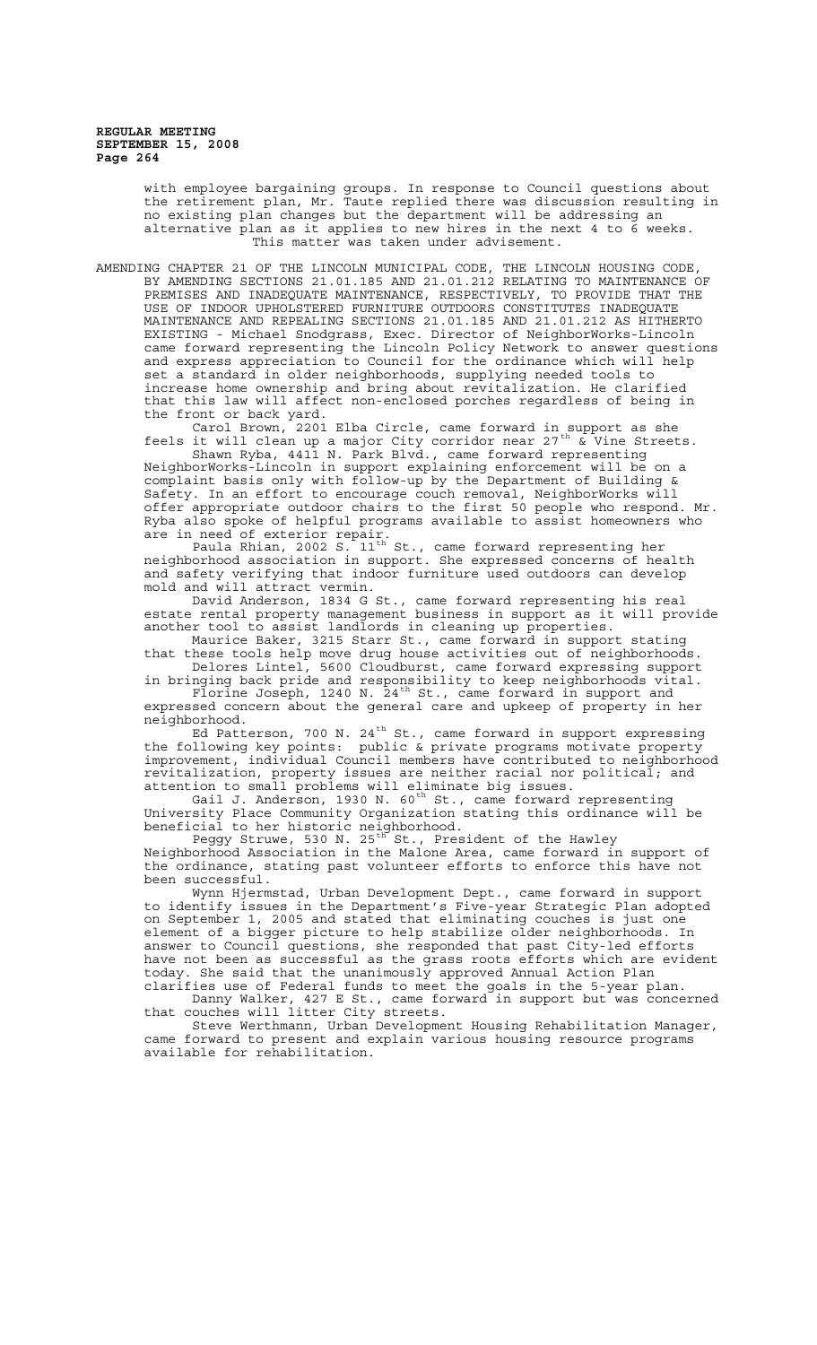with employee bargaining groups. In response to Council questions about the retirement plan, Mr. Taute replied there was discussion resulting in no existing plan changes but the department will be addressing an alternative plan as it applies to new hires in the next 4 to 6 weeks. This matter was taken under advisement.

AMENDING CHAPTER 21 OF THE LINCOLN MUNICIPAL CODE, THE LINCOLN HOUSING CODE, BY AMENDING SECTIONS 21.01.185 AND 21.01.212 RELATING TO MAINTENANCE OF PREMISES AND INADEQUATE MAINTENANCE, RESPECTIVELY, TO PROVIDE THAT THE USE OF INDOOR UPHOLSTERED FURNITURE OUTDOORS CONSTITUTES INADEQUATE MAINTENANCE AND REPEALING SECTIONS 21.01.185 AND 21.01.212 AS HITHERTO EXISTING - Michael Snodgrass, Exec. Director of NeighborWorks-Lincoln came forward representing the Lincoln Policy Network to answer questions and express appreciation to Council for the ordinance which will help set a standard in older neighborhoods, supplying needed tools to increase home ownership and bring about revitalization. He clarified that this law will affect non-enclosed porches regardless of being in the front or back yard.

Carol Brown, 2201 Elba Circle, came forward in support as she feels it will clean up a major City corridor near 27th & Vine Streets.

Shawn Ryba, 4411 N. Park Blvd., came forward representing NeighborWorks-Lincoln in support explaining enforcement will be on a complaint basis only with follow-up by the Department of Building & Safety. In an effort to encourage couch removal, NeighborWorks will offer appropriate outdoor chairs to the first 50 people who respond. Mr. Ryba also spoke of helpful programs available to assist homeowners who are in need of exterior repair.

Paula Rhian, 2002 S. 11th St., came forward representing her neighborhood association in support. She expressed concerns of health and safety verifying that indoor furniture used outdoors can develop mold and will attract vermin.

David Anderson, 1834 G St., came forward representing his real estate rental property management business in support as it will provide another tool to assist landlords in cleaning up properties.

Maurice Baker, 3215 Starr St., came forward in support stating that these tools help move drug house activities out of neighborhoods.

Delores Lintel, 5600 Cloudburst, came forward expressing support in bringing back pride and responsibility to keep neighborhoods vital.

Florine Joseph, 1240 N. 24th St., came forward in support and expressed concern about the general care and upkeep of property in her neighborhood.

Ed Patterson, 700 N. 24th St., came forward in support expressing the following key points: public & private programs motivate property improvement, individual Council members have contributed to neighborhood revitalization, property issues are neither racial nor political; and attention to small problems will eliminate big issues.

Gail J. Anderson, 1930 N. 60th St., came forward representing University Place Community Organization stating this ordinance will be beneficial to her historic neighborhood.

Peggy Struwe, 530 N. 25th St., President of the Hawley Neighborhood Association in the Malone Area, came forward in support of the ordinance, stating past volunteer efforts to enforce this have not been successful.

Wynn Hjermstad, Urban Development Dept., came forward in support to identify issues in the Department's Five-year Strategic Plan adopted on September 1, 2005 and stated that eliminating couches is just one element of a bigger picture to help stabilize older neighborhoods. In answer to Council questions, she responded that past City-led efforts have not been as successful as the grass roots efforts which are evident today. She said that the unanimously approved Annual Action Plan clarifies use of Federal funds to meet the goals in the 5-year plan.

Danny Walker, 427 E St., came forward in support but was concerned that couches will litter City streets.

Steve Werthmann, Urban Development Housing Rehabilitation Manager, came forward to present and explain various housing resource programs available for rehabilitation.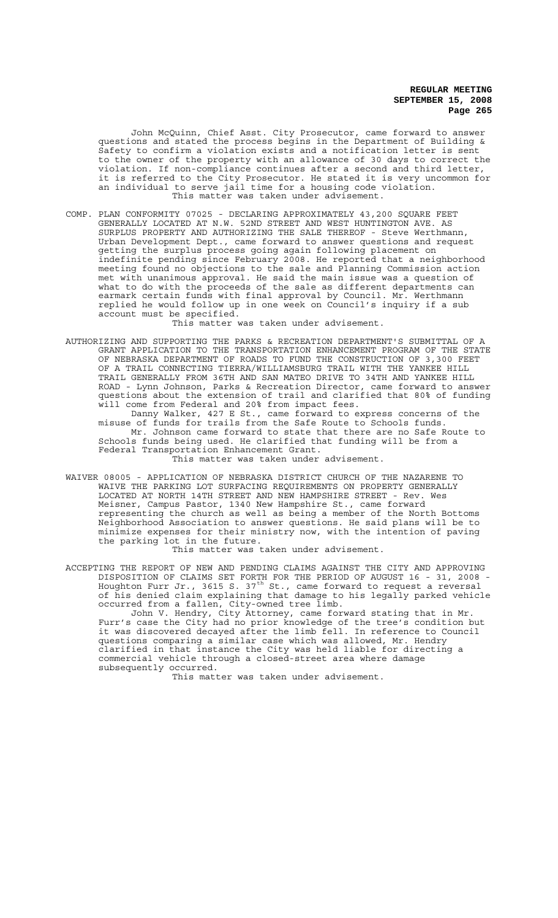John McQuinn, Chief Asst. City Prosecutor, came forward to answer questions and stated the process begins in the Department of Building & Safety to confirm a violation exists and a notification letter is sent to the owner of the property with an allowance of 30 days to correct the violation. If non-compliance continues after a second and third letter, it is referred to the City Prosecutor. He stated it is very uncommon for an individual to serve jail time for a housing code violation.

This matter was taken under advisement.

COMP. PLAN CONFORMITY 07025 - DECLARING APPROXIMATELY 43,200 SQUARE FEET GENERALLY LOCATED AT N.W. 52ND STREET AND WEST HUNTINGTON AVE. AS SURPLUS PROPERTY AND AUTHORIZING THE SALE THEREOF - Steve Werthmann, Urban Development Dept., came forward to answer questions and request getting the surplus process going again following placement on indefinite pending since February 2008. He reported that a neighborhood meeting found no objections to the sale and Planning Commission action met with unanimous approval. He said the main issue was a question of what to do with the proceeds of the sale as different departments can earmark certain funds with final approval by Council. Mr. Werthmann replied he would follow up in one week on Council's inquiry if a sub account must be specified.

This matter was taken under advisement.

AUTHORIZING AND SUPPORTING THE PARKS & RECREATION DEPARTMENT'S SUBMITTAL OF A GRANT APPLICATION TO THE TRANSPORTATION ENHANCEMENT PROGRAM OF THE STATE OF NEBRASKA DEPARTMENT OF ROADS TO FUND THE CONSTRUCTION OF 3,300 FEET OF A TRAIL CONNECTING TIERRA/WILLIAMSBURG TRAIL WITH THE YANKEE HILL TRAIL GENERALLY FROM 36TH AND SAN MATEO DRIVE TO 34TH AND YANKEE HILL ROAD - Lynn Johnson, Parks & Recreation Director, came forward to answer questions about the extension of trail and clarified that 80% of funding will come from Federal and 20% from impact fees.

Danny Walker, 427 E St., came forward to express concerns of the misuse of funds for trails from the Safe Route to Schools funds.

Mr. Johnson came forward to state that there are no Safe Route to Schools funds being used. He clarified that funding will be from a Federal Transportation Enhancement Grant.

This matter was taken under advisement.

WAIVER 08005 - APPLICATION OF NEBRASKA DISTRICT CHURCH OF THE NAZARENE TO WAIVE THE PARKING LOT SURFACING REQUIREMENTS ON PROPERTY GENERALLY LOCATED AT NORTH 14TH STREET AND NEW HAMPSHIRE STREET - Rev. Wes Meisner, Campus Pastor, 1340 New Hampshire St., came forward representing the church as well as being a member of the North Bottoms Neighborhood Association to answer questions. He said plans will be to minimize expenses for their ministry now, with the intention of paving the parking lot in the future.

This matter was taken under advisement.

ACCEPTING THE REPORT OF NEW AND PENDING CLAIMS AGAINST THE CITY AND APPROVING DISPOSITION OF CLAIMS SET FORTH FOR THE PERIOD OF AUGUST 16 - 31, 2008 - Houghton Furr Jr., 3615 S. 37th St., came forward to request a reversal of his denied claim explaining that damage to his legally parked vehicle occurred from a fallen, City-owned tree limb.

John V. Hendry, City Attorney, came forward stating that in Mr. Furr's case the City had no prior knowledge of the tree's condition but it was discovered decayed after the limb fell. In reference to Council questions comparing a similar case which was allowed, Mr. Hendry clarified in that instance the City was held liable for directing a commercial vehicle through a closed-street area where damage subsequently occurred.

This matter was taken under advisement.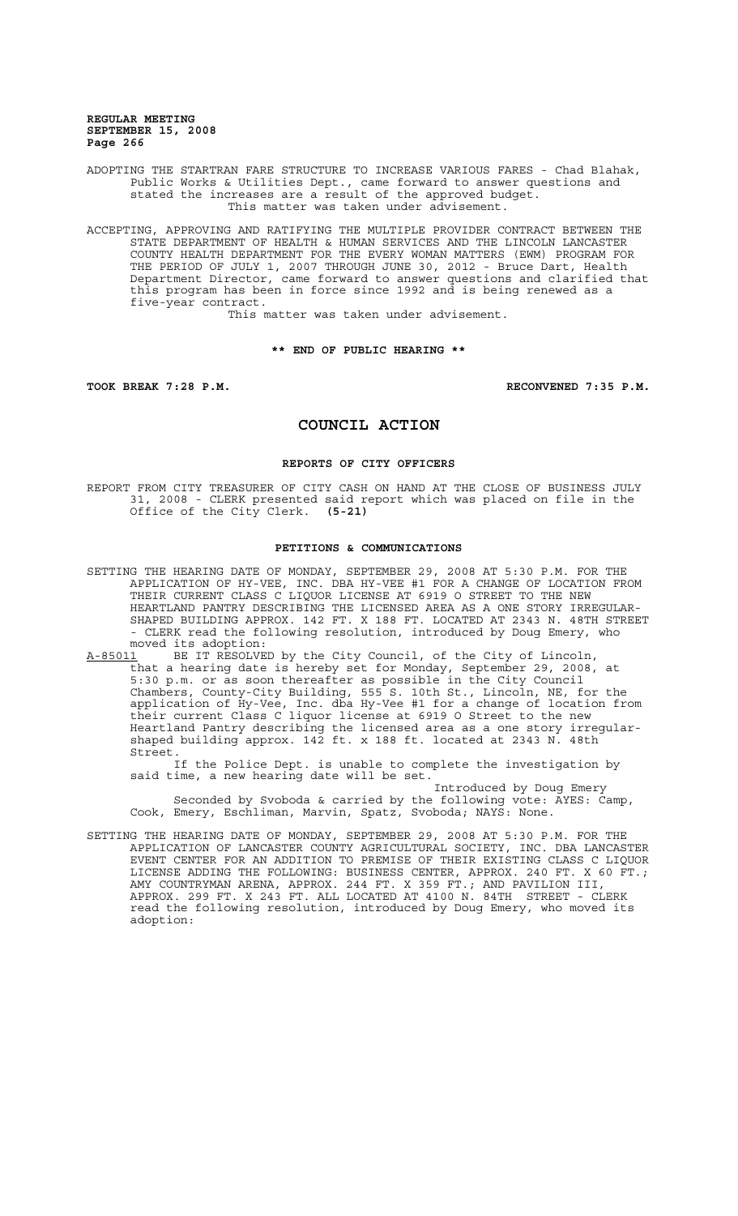ADOPTING THE STARTRAN FARE STRUCTURE TO INCREASE VARIOUS FARES - Chad Blahak, Public Works & Utilities Dept., came forward to answer questions and stated the increases are a result of the approved budget.
This matter was taken under advisement.

ACCEPTING, APPROVING AND RATIFYING THE MULTIPLE PROVIDER CONTRACT BETWEEN THE STATE DEPARTMENT OF HEALTH & HUMAN SERVICES AND THE LINCOLN LANCASTER COUNTY HEALTH DEPARTMENT FOR THE EVERY WOMAN MATTERS (EWM) PROGRAM FOR THE PERIOD OF JULY 1, 2007 THROUGH JUNE 30, 2012 - Bruce Dart, Health Department Director, came forward to answer questions and clarified that this program has been in force since 1992 and is being renewed as a five-year contract.
This matter was taken under advisement.

**\*\* END OF PUBLIC HEARING \*\***

**TOOK BREAK 7:28 P.M.** **RECONVENED 7:35 P.M.**

# COUNCIL ACTION

## REPORTS OF CITY OFFICERS

REPORT FROM CITY TREASURER OF CITY CASH ON HAND AT THE CLOSE OF BUSINESS JULY 31, 2008 - CLERK presented said report which was placed on file in the Office of the City Clerk. **(5-21)**

## PETITIONS & COMMUNICATIONS

SETTING THE HEARING DATE OF MONDAY, SEPTEMBER 29, 2008 AT 5:30 P.M. FOR THE APPLICATION OF HY-VEE, INC. DBA HY-VEE #1 FOR A CHANGE OF LOCATION FROM THEIR CURRENT CLASS C LIQUOR LICENSE AT 6919 O STREET TO THE NEW HEARTLAND PANTRY DESCRIBING THE LICENSED AREA AS A ONE STORY IRREGULAR-SHAPED BUILDING APPROX. 142 FT. X 188 FT. LOCATED AT 2343 N. 48TH STREET - CLERK read the following resolution, introduced by Doug Emery, who moved its adoption:

A-85011 BE IT RESOLVED by the City Council, of the City of Lincoln, that a hearing date is hereby set for Monday, September 29, 2008, at 5:30 p.m. or as soon thereafter as possible in the City Council Chambers, County-City Building, 555 S. 10th St., Lincoln, NE, for the application of Hy-Vee, Inc. dba Hy-Vee #1 for a change of location from their current Class C liquor license at 6919 O Street to the new Heartland Pantry describing the licensed area as a one story irregular-shaped building approx. 142 ft. x 188 ft. located at 2343 N. 48th Street.

If the Police Dept. is unable to complete the investigation by said time, a new hearing date will be set.

Introduced by Doug Emery

Seconded by Svoboda & carried by the following vote: AYES: Camp, Cook, Emery, Eschliman, Marvin, Spatz, Svoboda; NAYS: None.

SETTING THE HEARING DATE OF MONDAY, SEPTEMBER 29, 2008 AT 5:30 P.M. FOR THE APPLICATION OF LANCASTER COUNTY AGRICULTURAL SOCIETY, INC. DBA LANCASTER EVENT CENTER FOR AN ADDITION TO PREMISE OF THEIR EXISTING CLASS C LIQUOR LICENSE ADDING THE FOLLOWING: BUSINESS CENTER, APPROX. 240 FT. X 60 FT.; AMY COUNTRYMAN ARENA, APPROX. 244 FT. X 359 FT.; AND PAVILION III, APPROX. 299 FT. X 243 FT. ALL LOCATED AT 4100 N. 84TH STREET - CLERK read the following resolution, introduced by Doug Emery, who moved its adoption: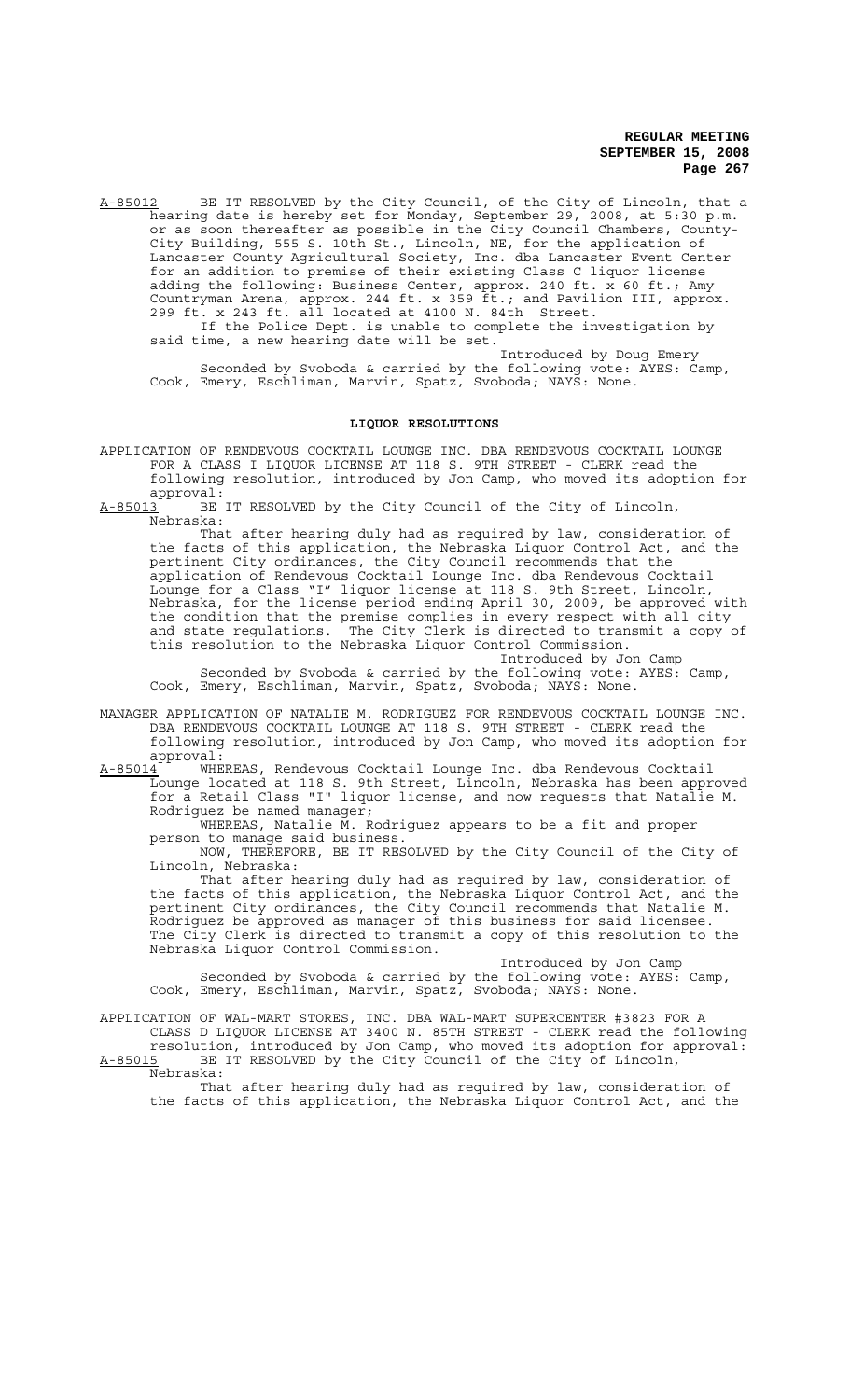A-85012 BE IT RESOLVED by the City Council, of the City of Lincoln, that a hearing date is hereby set for Monday, September 29, 2008, at 5:30 p.m. or as soon thereafter as possible in the City Council Chambers, County-City Building, 555 S. 10th St., Lincoln, NE, for the application of Lancaster County Agricultural Society, Inc. dba Lancaster Event Center for an addition to premise of their existing Class C liquor license adding the following: Business Center, approx. 240 ft. x 60 ft.; Amy Countryman Arena, approx. 244 ft. x 359 ft.; and Pavilion III, approx. 299 ft. x 243 ft. all located at 4100 N. 84th Street.

If the Police Dept. is unable to complete the investigation by said time, a new hearing date will be set.

Introduced by Doug Emery

Seconded by Svoboda & carried by the following vote: AYES: Camp, Cook, Emery, Eschliman, Marvin, Spatz, Svoboda; NAYS: None.

## LIQUOR RESOLUTIONS

APPLICATION OF RENDEVOUS COCKTAIL LOUNGE INC. DBA RENDEVOUS COCKTAIL LOUNGE FOR A CLASS I LIQUOR LICENSE AT 118 S. 9TH STREET - CLERK read the following resolution, introduced by Jon Camp, who moved its adoption for approval:

A-85013 BE IT RESOLVED by the City Council of the City of Lincoln, Nebraska:

That after hearing duly had as required by law, consideration of the facts of this application, the Nebraska Liquor Control Act, and the pertinent City ordinances, the City Council recommends that the application of Rendevous Cocktail Lounge Inc. dba Rendevous Cocktail Lounge for a Class "I" liquor license at 118 S. 9th Street, Lincoln, Nebraska, for the license period ending April 30, 2009, be approved with the condition that the premise complies in every respect with all city and state regulations. The City Clerk is directed to transmit a copy of this resolution to the Nebraska Liquor Control Commission.

Introduced by Jon Camp

Seconded by Svoboda & carried by the following vote: AYES: Camp, Cook, Emery, Eschliman, Marvin, Spatz, Svoboda; NAYS: None.

MANAGER APPLICATION OF NATALIE M. RODRIGUEZ FOR RENDEVOUS COCKTAIL LOUNGE INC. DBA RENDEVOUS COCKTAIL LOUNGE AT 118 S. 9TH STREET - CLERK read the following resolution, introduced by Jon Camp, who moved its adoption for approval:

A-85014 WHEREAS, Rendevous Cocktail Lounge Inc. dba Rendevous Cocktail Lounge located at 118 S. 9th Street, Lincoln, Nebraska has been approved for a Retail Class "I" liquor license, and now requests that Natalie M. Rodriguez be named manager;

WHEREAS, Natalie M. Rodriguez appears to be a fit and proper person to manage said business.

NOW, THEREFORE, BE IT RESOLVED by the City Council of the City of Lincoln, Nebraska:

That after hearing duly had as required by law, consideration of the facts of this application, the Nebraska Liquor Control Act, and the pertinent City ordinances, the City Council recommends that Natalie M. Rodriguez be approved as manager of this business for said licensee. The City Clerk is directed to transmit a copy of this resolution to the Nebraska Liquor Control Commission.

Introduced by Jon Camp

Seconded by Svoboda & carried by the following vote: AYES: Camp, Cook, Emery, Eschliman, Marvin, Spatz, Svoboda; NAYS: None.

APPLICATION OF WAL-MART STORES, INC. DBA WAL-MART SUPERCENTER #3823 FOR A CLASS D LIQUOR LICENSE AT 3400 N. 85TH STREET - CLERK read the following resolution, introduced by Jon Camp, who moved its adoption for approval:

A-85015 BE IT RESOLVED by the City Council of the City of Lincoln, Nebraska:

That after hearing duly had as required by law, consideration of the facts of this application, the Nebraska Liquor Control Act, and the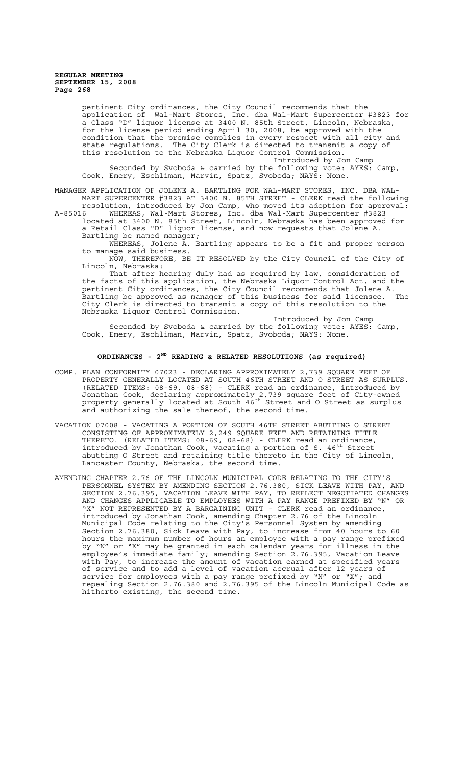pertinent City ordinances, the City Council recommends that the application of Wal-Mart Stores, Inc. dba Wal-Mart Supercenter #3823 for a Class "D" liquor license at 3400 N. 85th Street, Lincoln, Nebraska, for the license period ending April 30, 2008, be approved with the condition that the premise complies in every respect with all city and state regulations. The City Clerk is directed to transmit a copy of this resolution to the Nebraska Liquor Control Commission.

Introduced by Jon Camp

Seconded by Svoboda & carried by the following vote: AYES: Camp, Cook, Emery, Eschliman, Marvin, Spatz, Svoboda; NAYS: None.

MANAGER APPLICATION OF JOLENE A. BARTLING FOR WAL-MART STORES, INC. DBA WAL-MART SUPERCENTER #3823 AT 3400 N. 85TH STREET - CLERK read the following resolution, introduced by Jon Camp, who moved its adoption for approval:

A-85016 WHEREAS, Wal-Mart Stores, Inc. dba Wal-Mart Supercenter #3823 located at 3400 N. 85th Street, Lincoln, Nebraska has been approved for a Retail Class "D" liquor license, and now requests that Jolene A. Bartling be named manager;

WHEREAS, Jolene A. Bartling appears to be a fit and proper person to manage said business.

NOW, THEREFORE, BE IT RESOLVED by the City Council of the City of Lincoln, Nebraska:

That after hearing duly had as required by law, consideration of the facts of this application, the Nebraska Liquor Control Act, and the pertinent City ordinances, the City Council recommends that Jolene A. Bartling be approved as manager of this business for said licensee. The City Clerk is directed to transmit a copy of this resolution to the Nebraska Liquor Control Commission.

Introduced by Jon Camp

Seconded by Svoboda & carried by the following vote: AYES: Camp, Cook, Emery, Eschliman, Marvin, Spatz, Svoboda; NAYS: None.

## ORDINANCES - 2ND READING & RELATED RESOLUTIONS (as required)

COMP. PLAN CONFORMITY 07023 - DECLARING APPROXIMATELY 2,739 SQUARE FEET OF PROPERTY GENERALLY LOCATED AT SOUTH 46TH STREET AND O STREET AS SURPLUS. (RELATED ITEMS: 08-69, 08-68) - CLERK read an ordinance, introduced by Jonathan Cook, declaring approximately 2,739 square feet of City-owned property generally located at South 46th Street and O Street as surplus and authorizing the sale thereof, the second time.

VACATION 07008 - VACATING A PORTION OF SOUTH 46TH STREET ABUTTING O STREET CONSISTING OF APPROXIMATELY 2,249 SQUARE FEET AND RETAINING TITLE THERETO. (RELATED ITEMS: 08-69, 08-68) - CLERK read an ordinance, introduced by Jonathan Cook, vacating a portion of S. 46th Street abutting O Street and retaining title thereto in the City of Lincoln, Lancaster County, Nebraska, the second time.

AMENDING CHAPTER 2.76 OF THE LINCOLN MUNICIPAL CODE RELATING TO THE CITY'S PERSONNEL SYSTEM BY AMENDING SECTION 2.76.380, SICK LEAVE WITH PAY, AND SECTION 2.76.395, VACATION LEAVE WITH PAY, TO REFLECT NEGOTIATED CHANGES AND CHANGES APPLICABLE TO EMPLOYEES WITH A PAY RANGE PREFIXED BY "N" OR "X" NOT REPRESENTED BY A BARGAINING UNIT - CLERK read an ordinance, introduced by Jonathan Cook, amending Chapter 2.76 of the Lincoln Municipal Code relating to the City's Personnel System by amending Section 2.76.380, Sick Leave with Pay, to increase from 40 hours to 60 hours the maximum number of hours an employee with a pay range prefixed by "N" or "X" may be granted in each calendar years for illness in the employee's immediate family; amending Section 2.76.395, Vacation Leave with Pay, to increase the amount of vacation earned at specified years of service and to add a level of vacation accrual after 12 years of service for employees with a pay range prefixed by "N" or "X"; and repealing Section 2.76.380 and 2.76.395 of the Lincoln Municipal Code as hitherto existing, the second time.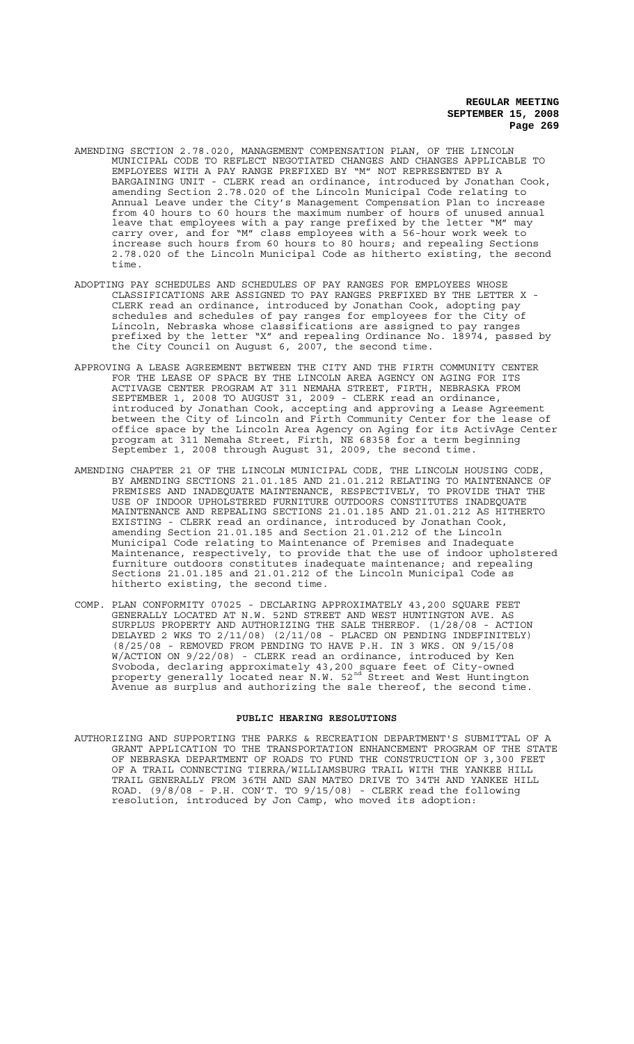AMENDING SECTION 2.78.020, MANAGEMENT COMPENSATION PLAN, OF THE LINCOLN MUNICIPAL CODE TO REFLECT NEGOTIATED CHANGES AND CHANGES APPLICABLE TO EMPLOYEES WITH A PAY RANGE PREFIXED BY "M" NOT REPRESENTED BY A BARGAINING UNIT - CLERK read an ordinance, introduced by Jonathan Cook, amending Section 2.78.020 of the Lincoln Municipal Code relating to Annual Leave under the City's Management Compensation Plan to increase from 40 hours to 60 hours the maximum number of hours of unused annual leave that employees with a pay range prefixed by the letter "M" may carry over, and for "M" class employees with a 56-hour work week to increase such hours from 60 hours to 80 hours; and repealing Sections 2.78.020 of the Lincoln Municipal Code as hitherto existing, the second time.

ADOPTING PAY SCHEDULES AND SCHEDULES OF PAY RANGES FOR EMPLOYEES WHOSE CLASSIFICATIONS ARE ASSIGNED TO PAY RANGES PREFIXED BY THE LETTER X - CLERK read an ordinance, introduced by Jonathan Cook, adopting pay schedules and schedules of pay ranges for employees for the City of Lincoln, Nebraska whose classifications are assigned to pay ranges prefixed by the letter "X" and repealing Ordinance No. 18974, passed by the City Council on August 6, 2007, the second time.

APPROVING A LEASE AGREEMENT BETWEEN THE CITY AND THE FIRTH COMMUNITY CENTER FOR THE LEASE OF SPACE BY THE LINCOLN AREA AGENCY ON AGING FOR ITS ACTIVAGE CENTER PROGRAM AT 311 NEMAHA STREET, FIRTH, NEBRASKA FROM SEPTEMBER 1, 2008 TO AUGUST 31, 2009 - CLERK read an ordinance, introduced by Jonathan Cook, accepting and approving a Lease Agreement between the City of Lincoln and Firth Community Center for the lease of office space by the Lincoln Area Agency on Aging for its ActivAge Center program at 311 Nemaha Street, Firth, NE 68358 for a term beginning September 1, 2008 through August 31, 2009, the second time.

AMENDING CHAPTER 21 OF THE LINCOLN MUNICIPAL CODE, THE LINCOLN HOUSING CODE, BY AMENDING SECTIONS 21.01.185 AND 21.01.212 RELATING TO MAINTENANCE OF PREMISES AND INADEQUATE MAINTENANCE, RESPECTIVELY, TO PROVIDE THAT THE USE OF INDOOR UPHOLSTERED FURNITURE OUTDOORS CONSTITUTES INADEQUATE MAINTENANCE AND REPEALING SECTIONS 21.01.185 AND 21.01.212 AS HITHERTO EXISTING - CLERK read an ordinance, introduced by Jonathan Cook, amending Section 21.01.185 and Section 21.01.212 of the Lincoln Municipal Code relating to Maintenance of Premises and Inadequate Maintenance, respectively, to provide that the use of indoor upholstered furniture outdoors constitutes inadequate maintenance; and repealing Sections 21.01.185 and 21.01.212 of the Lincoln Municipal Code as hitherto existing, the second time.

COMP. PLAN CONFORMITY 07025 - DECLARING APPROXIMATELY 43,200 SQUARE FEET GENERALLY LOCATED AT N.W. 52ND STREET AND WEST HUNTINGTON AVE. AS SURPLUS PROPERTY AND AUTHORIZING THE SALE THEREOF. (1/28/08 - ACTION DELAYED 2 WKS TO 2/11/08) (2/11/08 - PLACED ON PENDING INDEFINITELY) (8/25/08 - REMOVED FROM PENDING TO HAVE P.H. IN 3 WKS. ON 9/15/08 W/ACTION ON 9/22/08) - CLERK read an ordinance, introduced by Ken Svoboda, declaring approximately 43,200 square feet of City-owned property generally located near N.W. 52nd Street and West Huntington Avenue as surplus and authorizing the sale thereof, the second time.

## PUBLIC HEARING RESOLUTIONS

AUTHORIZING AND SUPPORTING THE PARKS & RECREATION DEPARTMENT'S SUBMITTAL OF A GRANT APPLICATION TO THE TRANSPORTATION ENHANCEMENT PROGRAM OF THE STATE OF NEBRASKA DEPARTMENT OF ROADS TO FUND THE CONSTRUCTION OF 3,300 FEET OF A TRAIL CONNECTING TIERRA/WILLIAMSBURG TRAIL WITH THE YANKEE HILL TRAIL GENERALLY FROM 36TH AND SAN MATEO DRIVE TO 34TH AND YANKEE HILL ROAD. (9/8/08 - P.H. CON'T. TO 9/15/08) - CLERK read the following resolution, introduced by Jon Camp, who moved its adoption: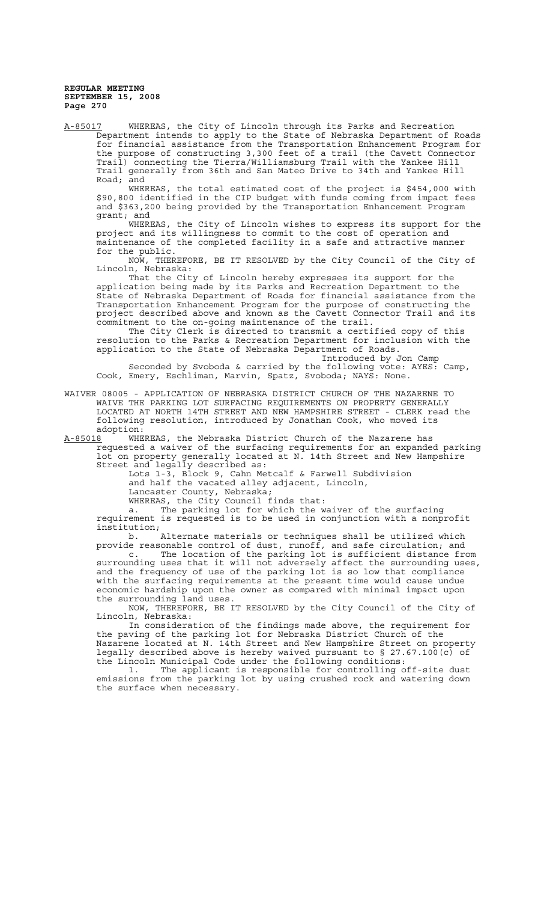A-85017 WHEREAS, the City of Lincoln through its Parks and Recreation Department intends to apply to the State of Nebraska Department of Roads for financial assistance from the Transportation Enhancement Program for the purpose of constructing 3,300 feet of a trail (the Cavett Connector Trail) connecting the Tierra/Williamsburg Trail with the Yankee Hill Trail generally from 36th and San Mateo Drive to 34th and Yankee Hill Road; and

WHEREAS, the total estimated cost of the project is $454,000 with $90,800 identified in the CIP budget with funds coming from impact fees and $363,200 being provided by the Transportation Enhancement Program grant; and

WHEREAS, the City of Lincoln wishes to express its support for the project and its willingness to commit to the cost of operation and maintenance of the completed facility in a safe and attractive manner for the public.

NOW, THEREFORE, BE IT RESOLVED by the City Council of the City of Lincoln, Nebraska:

That the City of Lincoln hereby expresses its support for the application being made by its Parks and Recreation Department to the State of Nebraska Department of Roads for financial assistance from the Transportation Enhancement Program for the purpose of constructing the project described above and known as the Cavett Connector Trail and its commitment to the on-going maintenance of the trail.

The City Clerk is directed to transmit a certified copy of this resolution to the Parks & Recreation Department for inclusion with the application to the State of Nebraska Department of Roads.

Introduced by Jon Camp

Seconded by Svoboda & carried by the following vote: AYES: Camp, Cook, Emery, Eschliman, Marvin, Spatz, Svoboda; NAYS: None.

WAIVER 08005 - APPLICATION OF NEBRASKA DISTRICT CHURCH OF THE NAZARENE TO WAIVE THE PARKING LOT SURFACING REQUIREMENTS ON PROPERTY GENERALLY LOCATED AT NORTH 14TH STREET AND NEW HAMPSHIRE STREET - CLERK read the following resolution, introduced by Jonathan Cook, who moved its adoption:

A-85018 WHEREAS, the Nebraska District Church of the Nazarene has requested a waiver of the surfacing requirements for an expanded parking lot on property generally located at N. 14th Street and New Hampshire Street and legally described as:

Lots 1-3, Block 9, Cahn Metcalf & Farwell Subdivision and half the vacated alley adjacent, Lincoln, Lancaster County, Nebraska;

WHEREAS, the City Council finds that:

a. The parking lot for which the waiver of the surfacing requirement is requested is to be used in conjunction with a nonprofit institution;

b. Alternate materials or techniques shall be utilized which provide reasonable control of dust, runoff, and safe circulation; and

c. The location of the parking lot is sufficient distance from surrounding uses that it will not adversely affect the surrounding uses, and the frequency of use of the parking lot is so low that compliance with the surfacing requirements at the present time would cause undue economic hardship upon the owner as compared with minimal impact upon the surrounding land uses.

NOW, THEREFORE, BE IT RESOLVED by the City Council of the City of Lincoln, Nebraska:

In consideration of the findings made above, the requirement for the paving of the parking lot for Nebraska District Church of the Nazarene located at N. 14th Street and New Hampshire Street on property legally described above is hereby waived pursuant to § 27.67.100(c) of the Lincoln Municipal Code under the following conditions:

1. The applicant is responsible for controlling off-site dust emissions from the parking lot by using crushed rock and watering down the surface when necessary.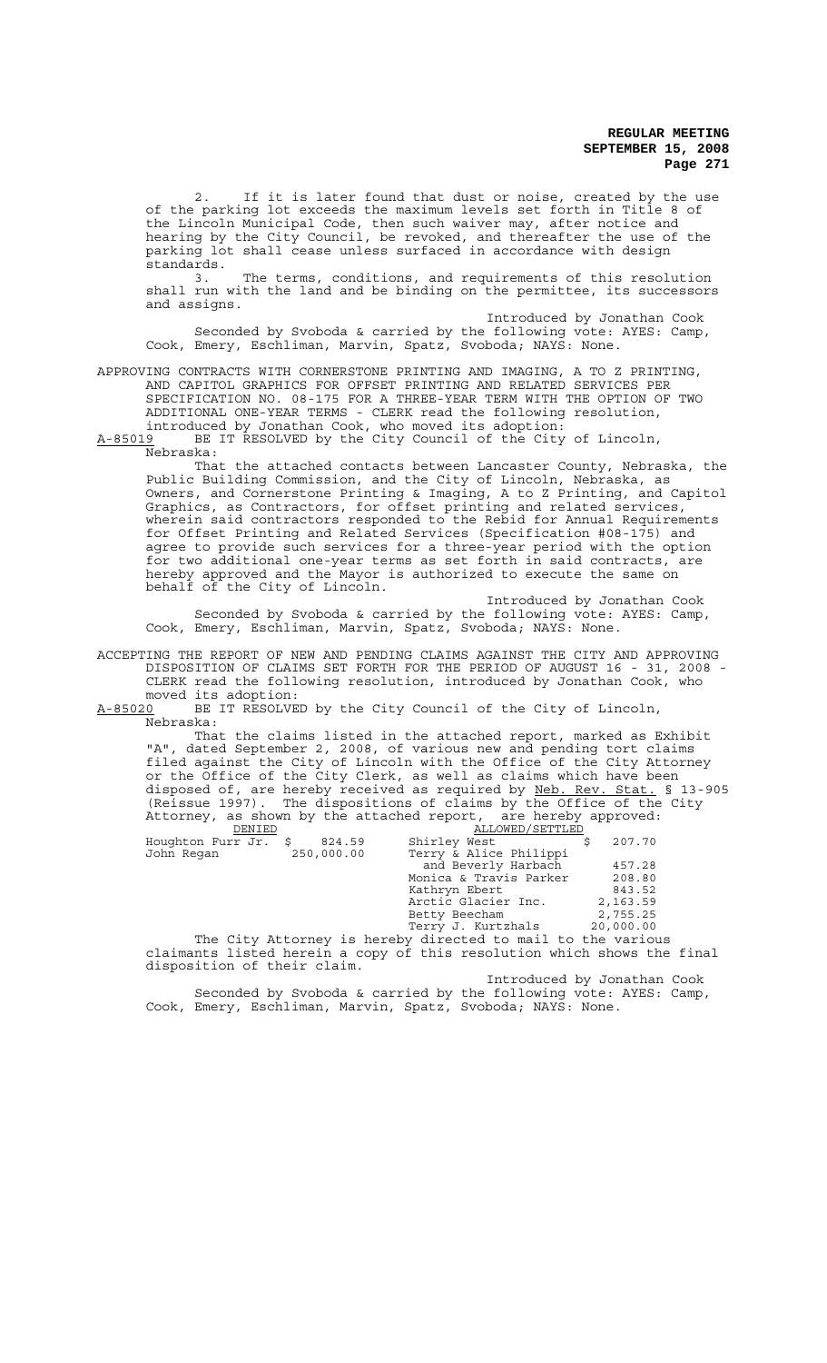2. If it is later found that dust or noise, created by the use of the parking lot exceeds the maximum levels set forth in Title 8 of the Lincoln Municipal Code, then such waiver may, after notice and hearing by the City Council, be revoked, and thereafter the use of the parking lot shall cease unless surfaced in accordance with design standards.

3. The terms, conditions, and requirements of this resolution shall run with the land and be binding on the permittee, its successors and assigns.

Introduced by Jonathan Cook

Seconded by Svoboda & carried by the following vote: AYES: Camp, Cook, Emery, Eschliman, Marvin, Spatz, Svoboda; NAYS: None.

APPROVING CONTRACTS WITH CORNERSTONE PRINTING AND IMAGING, A TO Z PRINTING, AND CAPITOL GRAPHICS FOR OFFSET PRINTING AND RELATED SERVICES PER SPECIFICATION NO. 08-175 FOR A THREE-YEAR TERM WITH THE OPTION OF TWO ADDITIONAL ONE-YEAR TERMS - CLERK read the following resolution, introduced by Jonathan Cook, who moved its adoption:

A-85019 BE IT RESOLVED by the City Council of the City of Lincoln, Nebraska:

That the attached contacts between Lancaster County, Nebraska, the Public Building Commission, and the City of Lincoln, Nebraska, as Owners, and Cornerstone Printing & Imaging, A to Z Printing, and Capitol Graphics, as Contractors, for offset printing and related services, wherein said contractors responded to the Rebid for Annual Requirements for Offset Printing and Related Services (Specification #08-175) and agree to provide such services for a three-year period with the option for two additional one-year terms as set forth in said contracts, are hereby approved and the Mayor is authorized to execute the same on behalf of the City of Lincoln.

Introduced by Jonathan Cook

Seconded by Svoboda & carried by the following vote: AYES: Camp, Cook, Emery, Eschliman, Marvin, Spatz, Svoboda; NAYS: None.

ACCEPTING THE REPORT OF NEW AND PENDING CLAIMS AGAINST THE CITY AND APPROVING DISPOSITION OF CLAIMS SET FORTH FOR THE PERIOD OF AUGUST 16 - 31, 2008 - CLERK read the following resolution, introduced by Jonathan Cook, who moved its adoption:

A-85020 BE IT RESOLVED by the City Council of the City of Lincoln, Nebraska:

That the claims listed in the attached report, marked as Exhibit "A", dated September 2, 2008, of various new and pending tort claims filed against the City of Lincoln with the Office of the City Attorney or the Office of the City Clerk, as well as claims which have been disposed of, are hereby received as required by Neb. Rev. Stat. § 13-905 (Reissue 1997). The dispositions of claims by the Office of the City Attorney, as shown by the attached report, are hereby approved:

| DENIED | | ALLOWED/SETTLED | |
|---|---|---|---|
| Houghton Furr Jr. | $ 824.59 | Shirley West | $ 207.70 |
| John Regan | 250,000.00 | Terry & Alice Philippi and Beverly Harbach | 457.28 |
| | | Monica & Travis Parker | 208.80 |
| | | Kathryn Ebert | 843.52 |
| | | Arctic Glacier Inc. | 2,163.59 |
| | | Betty Beecham | 2,755.25 |
| | | Terry J. Kurtzhals | 20,000.00 |

The City Attorney is hereby directed to mail to the various claimants listed herein a copy of this resolution which shows the final disposition of their claim.

Introduced by Jonathan Cook

Seconded by Svoboda & carried by the following vote: AYES: Camp, Cook, Emery, Eschliman, Marvin, Spatz, Svoboda; NAYS: None.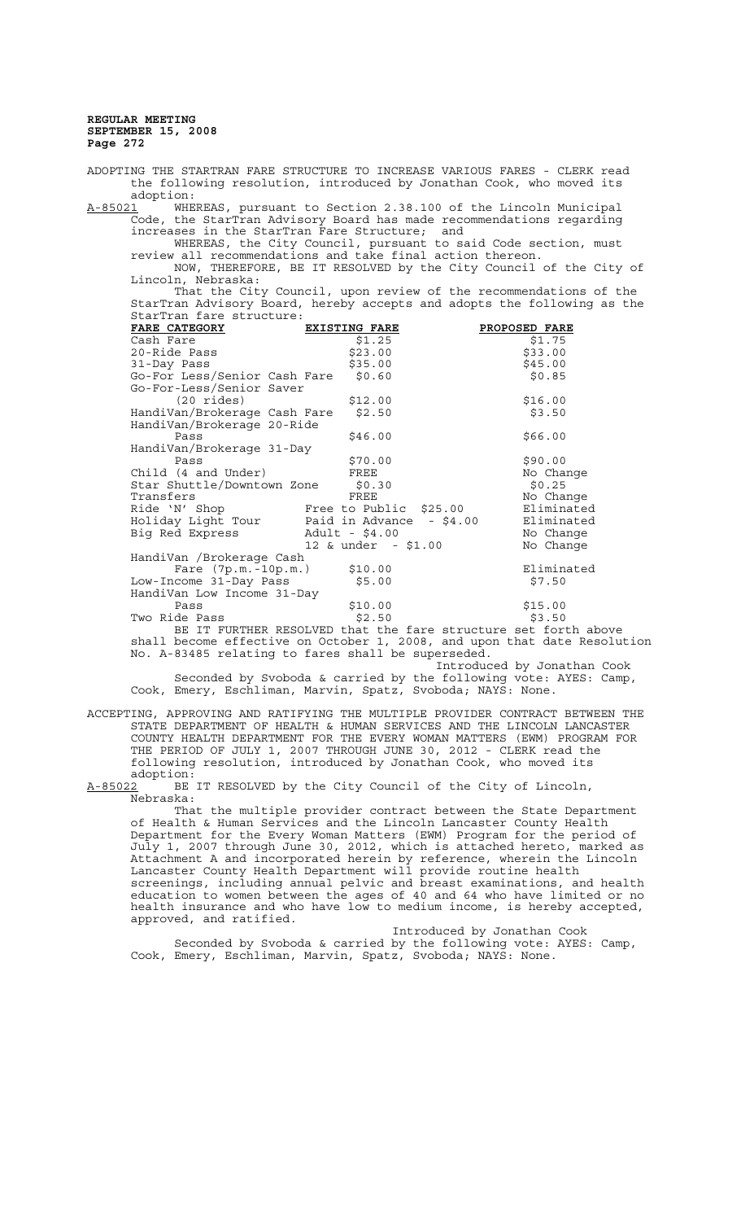ADOPTING THE STARTRAN FARE STRUCTURE TO INCREASE VARIOUS FARES - CLERK read the following resolution, introduced by Jonathan Cook, who moved its adoption:

A-85021 WHEREAS, pursuant to Section 2.38.100 of the Lincoln Municipal Code, the StarTran Advisory Board has made recommendations regarding increases in the StarTran Fare Structure; and

WHEREAS, the City Council, pursuant to said Code section, must review all recommendations and take final action thereon.

NOW, THEREFORE, BE IT RESOLVED by the City Council of the City of Lincoln, Nebraska:

That the City Council, upon review of the recommendations of the StarTran Advisory Board, hereby accepts and adopts the following as the StarTran fare structure:

| FARE CATEGORY | EXISTING FARE | PROPOSED FARE |
|---|---|---|
| Cash Fare | $1.25 | $1.75 |
| 20-Ride Pass | $23.00 | $33.00 |
| 31-Day Pass | $35.00 | $45.00 |
| Go-For Less/Senior Cash Fare | $0.60 | $0.85 |
| Go-For-Less/Senior Saver (20 rides) | $12.00 | $16.00 |
| HandiVan/Brokerage Cash Fare | $2.50 | $3.50 |
| HandiVan/Brokerage 20-Ride Pass | $46.00 | $66.00 |
| HandiVan/Brokerage 31-Day Pass | $70.00 | $90.00 |
| Child (4 and Under) | FREE | No Change |
| Star Shuttle/Downtown Zone | $0.30 | $0.25 |
| Transfers | FREE | No Change |
| Ride 'N' Shop | Free to Public $25.00 | Eliminated |
| Holiday Light Tour | Paid in Advance - $4.00 | Eliminated |
| Big Red Express | Adult - $4.00<br>12 & under - $1.00 | No Change<br>No Change |
| HandiVan /Brokerage Cash Fare (7p.m.-10p.m.) | $10.00 | Eliminated |
| Low-Income 31-Day Pass | $5.00 | $7.50 |
| HandiVan Low Income 31-Day Pass | $10.00 | $15.00 |
| Two Ride Pass | $2.50 | $3.50 |

BE IT FURTHER RESOLVED that the fare structure set forth above shall become effective on October 1, 2008, and upon that date Resolution No. A-83485 relating to fares shall be superseded.

Introduced by Jonathan Cook

Seconded by Svoboda & carried by the following vote: AYES: Camp, Cook, Emery, Eschliman, Marvin, Spatz, Svoboda; NAYS: None.

ACCEPTING, APPROVING AND RATIFYING THE MULTIPLE PROVIDER CONTRACT BETWEEN THE STATE DEPARTMENT OF HEALTH & HUMAN SERVICES AND THE LINCOLN LANCASTER COUNTY HEALTH DEPARTMENT FOR THE EVERY WOMAN MATTERS (EWM) PROGRAM FOR THE PERIOD OF JULY 1, 2007 THROUGH JUNE 30, 2012 - CLERK read the following resolution, introduced by Jonathan Cook, who moved its adoption:

A-85022 BE IT RESOLVED by the City Council of the City of Lincoln, Nebraska:

That the multiple provider contract between the State Department of Health & Human Services and the Lincoln Lancaster County Health Department for the Every Woman Matters (EWM) Program for the period of July 1, 2007 through June 30, 2012, which is attached hereto, marked as Attachment A and incorporated herein by reference, wherein the Lincoln Lancaster County Health Department will provide routine health screenings, including annual pelvic and breast examinations, and health education to women between the ages of 40 and 64 who have limited or no health insurance and who have low to medium income, is hereby accepted, approved, and ratified.

Introduced by Jonathan Cook

Seconded by Svoboda & carried by the following vote: AYES: Camp, Cook, Emery, Eschliman, Marvin, Spatz, Svoboda; NAYS: None.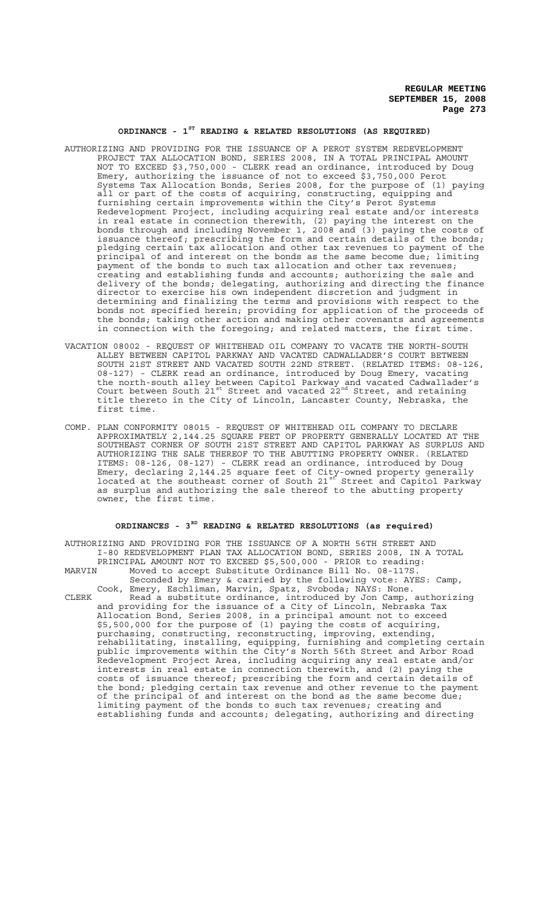## ORDINANCE - 1ST READING & RELATED RESOLUTIONS (AS REQUIRED)

AUTHORIZING AND PROVIDING FOR THE ISSUANCE OF A PEROT SYSTEM REDEVELOPMENT PROJECT TAX ALLOCATION BOND, SERIES 2008, IN A TOTAL PRINCIPAL AMOUNT NOT TO EXCEED $3,750,000 - CLERK read an ordinance, introduced by Doug Emery, authorizing the issuance of not to exceed $3,750,000 Perot Systems Tax Allocation Bonds, Series 2008, for the purpose of (1) paying all or part of the costs of acquiring, constructing, equipping and furnishing certain improvements within the City's Perot Systems Redevelopment Project, including acquiring real estate and/or interests in real estate in connection therewith, (2) paying the interest on the bonds through and including November 1, 2008 and (3) paying the costs of issuance thereof; prescribing the form and certain details of the bonds; pledging certain tax allocation and other tax revenues to payment of the principal of and interest on the bonds as the same become due; limiting payment of the bonds to such tax allocation and other tax revenues; creating and establishing funds and accounts; authorizing the sale and delivery of the bonds; delegating, authorizing and directing the finance director to exercise his own independent discretion and judgment in determining and finalizing the terms and provisions with respect to the bonds not specified herein; providing for application of the proceeds of the bonds; taking other action and making other covenants and agreements in connection with the foregoing; and related matters, the first time.

VACATION 08002 - REQUEST OF WHITEHEAD OIL COMPANY TO VACATE THE NORTH-SOUTH ALLEY BETWEEN CAPITOL PARKWAY AND VACATED CADWALLADER'S COURT BETWEEN SOUTH 21ST STREET AND VACATED SOUTH 22ND STREET. (RELATED ITEMS: 08-126, 08-127) - CLERK read an ordinance, introduced by Doug Emery, vacating the north-south alley between Capitol Parkway and vacated Cadwallader's Court between South 21st Street and vacated 22nd Street, and retaining title thereto in the City of Lincoln, Lancaster County, Nebraska, the first time.

COMP. PLAN CONFORMITY 08015 - REQUEST OF WHITEHEAD OIL COMPANY TO DECLARE APPROXIMATELY 2,144.25 SQUARE FEET OF PROPERTY GENERALLY LOCATED AT THE SOUTHEAST CORNER OF SOUTH 21ST STREET AND CAPITOL PARKWAY AS SURPLUS AND AUTHORIZING THE SALE THEREOF TO THE ABUTTING PROPERTY OWNER. (RELATED ITEMS: 08-126, 08-127) - CLERK read an ordinance, introduced by Doug Emery, declaring 2,144.25 square feet of City-owned property generally located at the southeast corner of South 21st Street and Capitol Parkway as surplus and authorizing the sale thereof to the abutting property owner, the first time.

## ORDINANCES - 3RD READING & RELATED RESOLUTIONS (as required)

AUTHORIZING AND PROVIDING FOR THE ISSUANCE OF A NORTH 56TH STREET AND I-80 REDEVELOPMENT PLAN TAX ALLOCATION BOND, SERIES 2008, IN A TOTAL PRINCIPAL AMOUNT NOT TO EXCEED $5,500,000 - PRIOR to reading:

MARVIN Moved to accept Substitute Ordinance Bill No. 08-117S.
Seconded by Emery & carried by the following vote: AYES: Camp, Cook, Emery, Eschliman, Marvin, Spatz, Svoboda; NAYS: None.

CLERK Read a substitute ordinance, introduced by Jon Camp, authorizing and providing for the issuance of a City of Lincoln, Nebraska Tax Allocation Bond, Series 2008, in a principal amount not to exceed $5,500,000 for the purpose of (1) paying the costs of acquiring, purchasing, constructing, reconstructing, improving, extending, rehabilitating, installing, equipping, furnishing and completing certain public improvements within the City's North 56th Street and Arbor Road Redevelopment Project Area, including acquiring any real estate and/or interests in real estate in connection therewith, and (2) paying the costs of issuance thereof; prescribing the form and certain details of the bond; pledging certain tax revenue and other revenue to the payment of the principal of and interest on the bond as the same become due; limiting payment of the bonds to such tax revenues; creating and establishing funds and accounts; delegating, authorizing and directing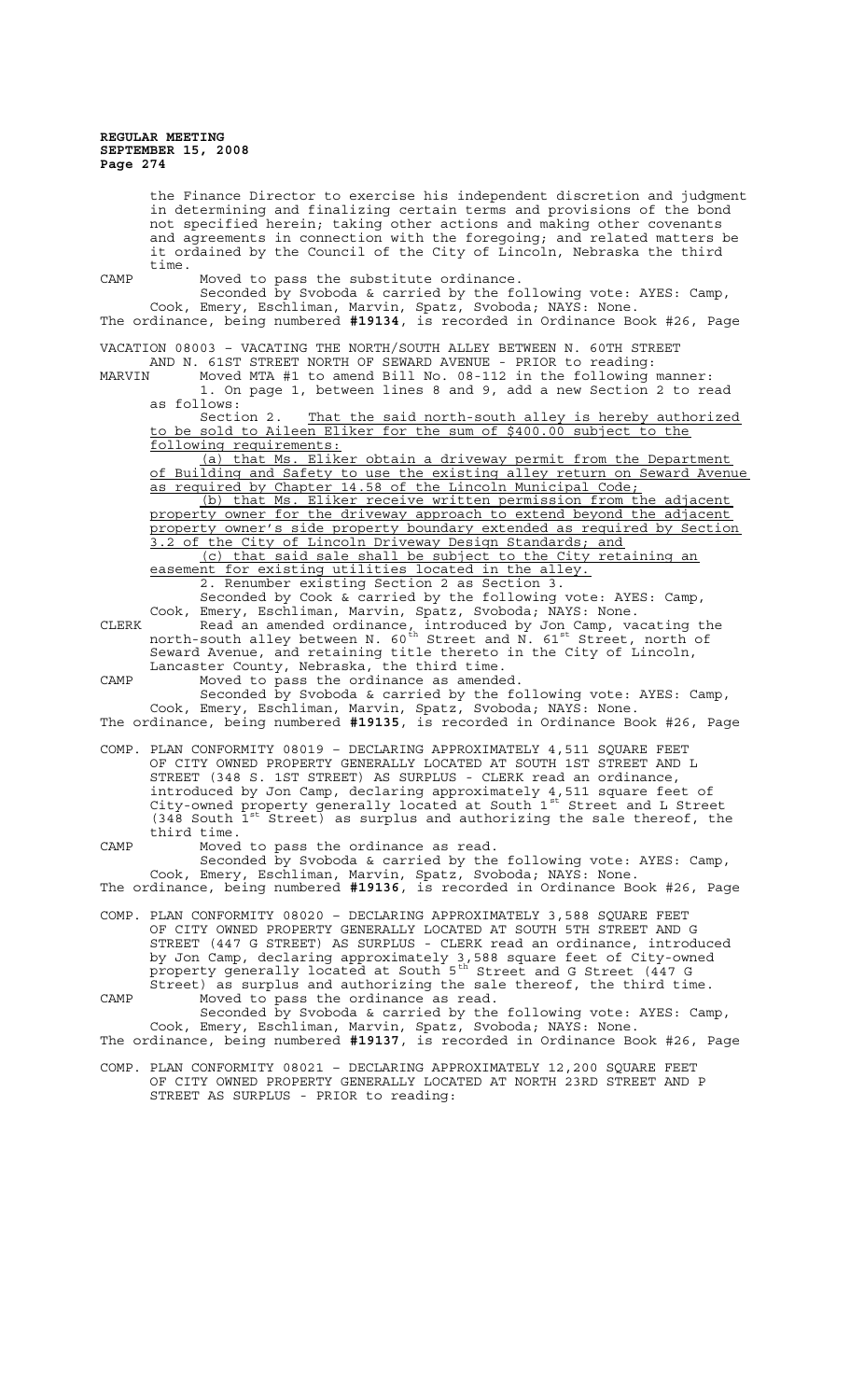the Finance Director to exercise his independent discretion and judgment in determining and finalizing certain terms and provisions of the bond not specified herein; taking other actions and making other covenants and agreements in connection with the foregoing; and related matters be it ordained by the Council of the City of Lincoln, Nebraska the third time.

CAMP Moved to pass the substitute ordinance.

Seconded by Svoboda & carried by the following vote: AYES: Camp, Cook, Emery, Eschliman, Marvin, Spatz, Svoboda; NAYS: None.

The ordinance, being numbered **#19134**, is recorded in Ordinance Book #26, Page

VACATION 08003 – VACATING THE NORTH/SOUTH ALLEY BETWEEN N. 60TH STREET AND N. 61ST STREET NORTH OF SEWARD AVENUE - PRIOR to reading:

MARVIN Moved MTA #1 to amend Bill No. 08-112 in the following manner:

1. On page 1, between lines 8 and 9, add a new Section 2 to read as follows:

Section 2. That the said north-south alley is hereby authorized to be sold to Aileen Eliker for the sum of $400.00 subject to the following requirements:

(a) that Ms. Eliker obtain a driveway permit from the Department of Building and Safety to use the existing alley return on Seward Avenue as required by Chapter 14.58 of the Lincoln Municipal Code;

(b) that Ms. Eliker receive written permission from the adjacent property owner for the driveway approach to extend beyond the adjacent property owner's side property boundary extended as required by Section 3.2 of the City of Lincoln Driveway Design Standards; and

(c) that said sale shall be subject to the City retaining an easement for existing utilities located in the alley.

2. Renumber existing Section 2 as Section 3.

Seconded by Cook & carried by the following vote: AYES: Camp, Cook, Emery, Eschliman, Marvin, Spatz, Svoboda; NAYS: None.

CLERK Read an amended ordinance, introduced by Jon Camp, vacating the north-south alley between N. 60th Street and N. 61st Street, north of Seward Avenue, and retaining title thereto in the City of Lincoln, Lancaster County, Nebraska, the third time.

CAMP Moved to pass the ordinance as amended.

Seconded by Svoboda & carried by the following vote: AYES: Camp, Cook, Emery, Eschliman, Marvin, Spatz, Svoboda; NAYS: None.

The ordinance, being numbered **#19135**, is recorded in Ordinance Book #26, Page

COMP. PLAN CONFORMITY 08019 – DECLARING APPROXIMATELY 4,511 SQUARE FEET OF CITY OWNED PROPERTY GENERALLY LOCATED AT SOUTH 1ST STREET AND L STREET (348 S. 1ST STREET) AS SURPLUS - CLERK read an ordinance, introduced by Jon Camp, declaring approximately 4,511 square feet of City-owned property generally located at South 1st Street and L Street (348 South 1st Street) as surplus and authorizing the sale thereof, the third time.

CAMP Moved to pass the ordinance as read.

Seconded by Svoboda & carried by the following vote: AYES: Camp, Cook, Emery, Eschliman, Marvin, Spatz, Svoboda; NAYS: None.

The ordinance, being numbered **#19136**, is recorded in Ordinance Book #26, Page

COMP. PLAN CONFORMITY 08020 – DECLARING APPROXIMATELY 3,588 SQUARE FEET OF CITY OWNED PROPERTY GENERALLY LOCATED AT SOUTH 5TH STREET AND G STREET (447 G STREET) AS SURPLUS - CLERK read an ordinance, introduced by Jon Camp, declaring approximately 3,588 square feet of City-owned property generally located at South 5th Street and G Street (447 G Street) as surplus and authorizing the sale thereof, the third time.

CAMP Moved to pass the ordinance as read.

Seconded by Svoboda & carried by the following vote: AYES: Camp, Cook, Emery, Eschliman, Marvin, Spatz, Svoboda; NAYS: None.

The ordinance, being numbered **#19137**, is recorded in Ordinance Book #26, Page

COMP. PLAN CONFORMITY 08021 – DECLARING APPROXIMATELY 12,200 SQUARE FEET OF CITY OWNED PROPERTY GENERALLY LOCATED AT NORTH 23RD STREET AND P STREET AS SURPLUS - PRIOR to reading: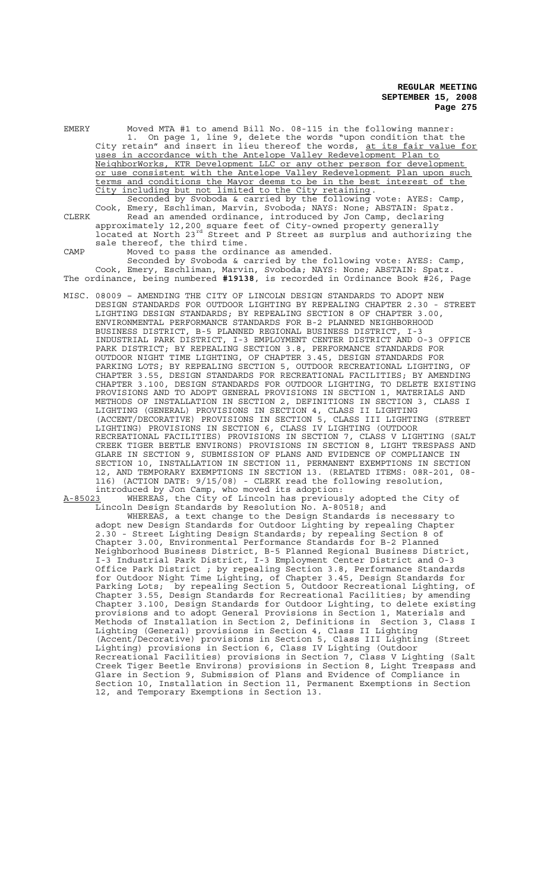EMERY Moved MTA #1 to amend Bill No. 08-115 in the following manner:

1. On page 1, line 9, delete the words "upon condition that the City retain" and insert in lieu thereof the words, at its fair value for uses in accordance with the Antelope Valley Redevelopment Plan to NeighborWorks, KTR Development LLC or any other person for development or use consistent with the Antelope Valley Redevelopment Plan upon such terms and conditions the Mayor deems to be in the best interest of the City including but not limited to the City retaining.

Seconded by Svoboda & carried by the following vote: AYES: Camp, Cook, Emery, Eschliman, Marvin, Svoboda; NAYS: None; ABSTAIN: Spatz.

CLERK Read an amended ordinance, introduced by Jon Camp, declaring approximately 12,200 square feet of City-owned property generally located at North 23rd Street and P Street as surplus and authorizing the sale thereof, the third time.

CAMP Moved to pass the ordinance as amended.

Seconded by Svoboda & carried by the following vote: AYES: Camp, Cook, Emery, Eschliman, Marvin, Svoboda; NAYS: None; ABSTAIN: Spatz.

The ordinance, being numbered **#19138**, is recorded in Ordinance Book #26, Page

MISC. 08009 – AMENDING THE CITY OF LINCOLN DESIGN STANDARDS TO ADOPT NEW DESIGN STANDARDS FOR OUTDOOR LIGHTING BY REPEALING CHAPTER 2.30 - STREET LIGHTING DESIGN STANDARDS; BY REPEALING SECTION 8 OF CHAPTER 3.00, ENVIRONMENTAL PERFORMANCE STANDARDS FOR B-2 PLANNED NEIGHBORHOOD BUSINESS DISTRICT, B-5 PLANNED REGIONAL BUSINESS DISTRICT, I-3 INDUSTRIAL PARK DISTRICT, I-3 EMPLOYMENT CENTER DISTRICT AND O-3 OFFICE PARK DISTRICT; BY REPEALING SECTION 3.8, PERFORMANCE STANDARDS FOR OUTDOOR NIGHT TIME LIGHTING, OF CHAPTER 3.45, DESIGN STANDARDS FOR PARKING LOTS; BY REPEALING SECTION 5, OUTDOOR RECREATIONAL LIGHTING, OF CHAPTER 3.55, DESIGN STANDARDS FOR RECREATIONAL FACILITIES; BY AMENDING CHAPTER 3.100, DESIGN STANDARDS FOR OUTDOOR LIGHTING, TO DELETE EXISTING PROVISIONS AND TO ADOPT GENERAL PROVISIONS IN SECTION 1, MATERIALS AND METHODS OF INSTALLATION IN SECTION 2, DEFINITIONS IN SECTION 3, CLASS I LIGHTING (GENERAL) PROVISIONS IN SECTION 4, CLASS II LIGHTING (ACCENT/DECORATIVE) PROVISIONS IN SECTION 5, CLASS III LIGHTING (STREET LIGHTING) PROVISIONS IN SECTION 6, CLASS IV LIGHTING (OUTDOOR RECREATIONAL FACILITIES) PROVISIONS IN SECTION 7, CLASS V LIGHTING (SALT CREEK TIGER BEETLE ENVIRONS) PROVISIONS IN SECTION 8, LIGHT TRESPASS AND GLARE IN SECTION 9, SUBMISSION OF PLANS AND EVIDENCE OF COMPLIANCE IN SECTION 10, INSTALLATION IN SECTION 11, PERMANENT EXEMPTIONS IN SECTION 12, AND TEMPORARY EXEMPTIONS IN SECTION 13. (RELATED ITEMS: 08R-201, 08-116) (ACTION DATE: 9/15/08) - CLERK read the following resolution, introduced by Jon Camp, who moved its adoption:

A-85023 WHEREAS, the City of Lincoln has previously adopted the City of Lincoln Design Standards by Resolution No. A-80518; and

WHEREAS, a text change to the Design Standards is necessary to adopt new Design Standards for Outdoor Lighting by repealing Chapter 2.30 - Street Lighting Design Standards; by repealing Section 8 of Chapter 3.00, Environmental Performance Standards for B-2 Planned Neighborhood Business District, B-5 Planned Regional Business District, I-3 Industrial Park District, I-3 Employment Center District and O-3 Office Park District ; by repealing Section 3.8, Performance Standards for Outdoor Night Time Lighting, of Chapter 3.45, Design Standards for Parking Lots; by repealing Section 5, Outdoor Recreational Lighting, of Chapter 3.55, Design Standards for Recreational Facilities; by amending Chapter 3.100, Design Standards for Outdoor Lighting, to delete existing provisions and to adopt General Provisions in Section 1, Materials and Methods of Installation in Section 2, Definitions in Section 3, Class I Lighting (General) provisions in Section 4, Class II Lighting (Accent/Decorative) provisions in Section 5, Class III Lighting (Street Lighting) provisions in Section 6, Class IV Lighting (Outdoor Recreational Facilities) provisions in Section 7, Class V Lighting (Salt Creek Tiger Beetle Environs) provisions in Section 8, Light Trespass and Glare in Section 9, Submission of Plans and Evidence of Compliance in Section 10, Installation in Section 11, Permanent Exemptions in Section 12, and Temporary Exemptions in Section 13.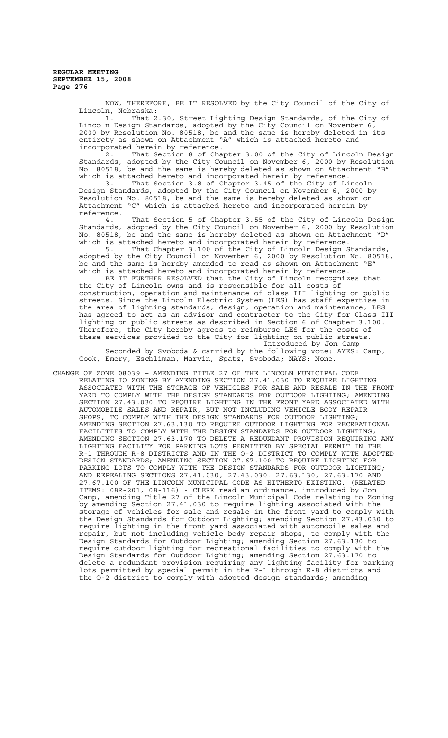NOW, THEREFORE, BE IT RESOLVED by the City Council of the City of Lincoln, Nebraska:

1. That 2.30, Street Lighting Design Standards, of the City of Lincoln Design Standards, adopted by the City Council on November 6, 2000 by Resolution No. 80518, be and the same is hereby deleted in its entirety as shown on Attachment "A" which is attached hereto and incorporated herein by reference.

2. That Section 8 of Chapter 3.00 of the City of Lincoln Design Standards, adopted by the City Council on November 6, 2000 by Resolution No. 80518, be and the same is hereby deleted as shown on Attachment "B" which is attached hereto and incorporated herein by reference.

3. That Section 3.8 of Chapter 3.45 of the City of Lincoln Design Standards, adopted by the City Council on November 6, 2000 by Resolution No. 80518, be and the same is hereby deleted as shown on Attachment "C" which is attached hereto and incorporated herein by reference.

4. That Section 5 of Chapter 3.55 of the City of Lincoln Design Standards, adopted by the City Council on November 6, 2000 by Resolution No. 80518, be and the same is hereby deleted as shown on Attachment "D" which is attached hereto and incorporated herein by reference.

5. That Chapter 3.100 of the City of Lincoln Design Standards, adopted by the City Council on November 6, 2000 by Resolution No. 80518, be and the same is hereby amended to read as shown on Attachment "E" which is attached hereto and incorporated herein by reference.

BE IT FURTHER RESOLVED that the City of Lincoln recognizes that the City of Lincoln owns and is responsible for all costs of construction, operation and maintenance of class III lighting on public streets. Since the Lincoln Electric System (LES) has staff expertise in the area of lighting standards, design, operation and maintenance, LES has agreed to act as an advisor and contractor to the City for Class III lighting on public streets as described in Section 6 of Chapter 3.100. Therefore, the City hereby agrees to reimburse LES for the costs of these services provided to the City for lighting on public streets.

Introduced by Jon Camp

Seconded by Svoboda & carried by the following vote: AYES: Camp, Cook, Emery, Eschliman, Marvin, Spatz, Svoboda; NAYS: None.

CHANGE OF ZONE 08039 – AMENDING TITLE 27 OF THE LINCOLN MUNICIPAL CODE RELATING TO ZONING BY AMENDING SECTION 27.41.030 TO REQUIRE LIGHTING ASSOCIATED WITH THE STORAGE OF VEHICLES FOR SALE AND RESALE IN THE FRONT YARD TO COMPLY WITH THE DESIGN STANDARDS FOR OUTDOOR LIGHTING; AMENDING SECTION 27.43.030 TO REQUIRE LIGHTING IN THE FRONT YARD ASSOCIATED WITH AUTOMOBILE SALES AND REPAIR, BUT NOT INCLUDING VEHICLE BODY REPAIR SHOPS, TO COMPLY WITH THE DESIGN STANDARDS FOR OUTDOOR LIGHTING; AMENDING SECTION 27.63.130 TO REQUIRE OUTDOOR LIGHTING FOR RECREATIONAL FACILITIES TO COMPLY WITH THE DESIGN STANDARDS FOR OUTDOOR LIGHTING; AMENDING SECTION 27.63.170 TO DELETE A REDUNDANT PROVISION REQUIRING ANY LIGHTING FACILITY FOR PARKING LOTS PERMITTED BY SPECIAL PERMIT IN THE R-1 THROUGH R-8 DISTRICTS AND IN THE O-2 DISTRICT TO COMPLY WITH ADOPTED DESIGN STANDARDS; AMENDING SECTION 27.67.100 TO REQUIRE LIGHTING FOR PARKING LOTS TO COMPLY WITH THE DESIGN STANDARDS FOR OUTDOOR LIGHTING; AND REPEALING SECTIONS 27.41.030, 27.43.030, 27.63.130, 27.63.170 AND 27.67.100 OF THE LINCOLN MUNICIPAL CODE AS HITHERTO EXISTING. (RELATED ITEMS: 08R-201, 08-116) - CLERK read an ordinance, introduced by Jon Camp, amending Title 27 of the Lincoln Municipal Code relating to Zoning by amending Section 27.41.030 to require lighting associated with the storage of vehicles for sale and resale in the front yard to comply with the Design Standards for Outdoor Lighting; amending Section 27.43.030 to require lighting in the front yard associated with automobile sales and repair, but not including vehicle body repair shops, to comply with the Design Standards for Outdoor Lighting; amending Section 27.63.130 to require outdoor lighting for recreational facilities to comply with the Design Standards for Outdoor Lighting; amending Section 27.63.170 to delete a redundant provision requiring any lighting facility for parking lots permitted by special permit in the R-1 through R-8 districts and the O-2 district to comply with adopted design standards; amending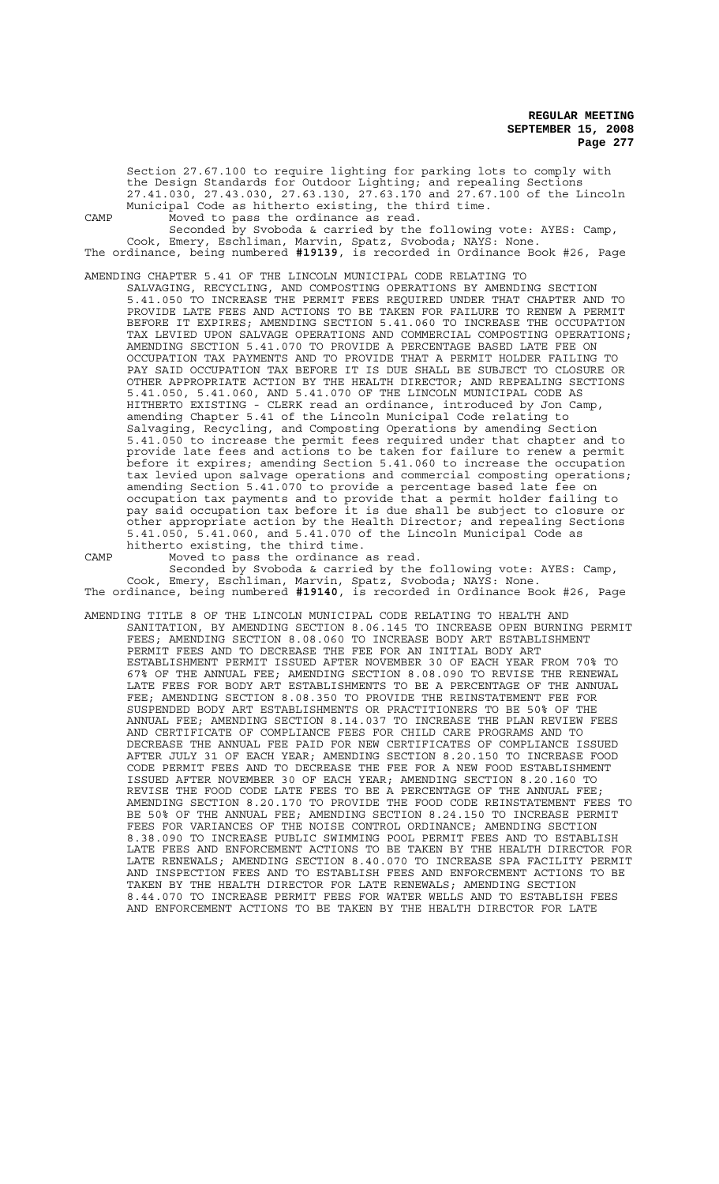Section 27.67.100 to require lighting for parking lots to comply with the Design Standards for Outdoor Lighting; and repealing Sections 27.41.030, 27.43.030, 27.63.130, 27.63.170 and 27.67.100 of the Lincoln Municipal Code as hitherto existing, the third time.

CAMP Moved to pass the ordinance as read.

Seconded by Svoboda & carried by the following vote: AYES: Camp, Cook, Emery, Eschliman, Marvin, Spatz, Svoboda; NAYS: None.

The ordinance, being numbered **#19139**, is recorded in Ordinance Book #26, Page

AMENDING CHAPTER 5.41 OF THE LINCOLN MUNICIPAL CODE RELATING TO SALVAGING, RECYCLING, AND COMPOSTING OPERATIONS BY AMENDING SECTION 5.41.050 TO INCREASE THE PERMIT FEES REQUIRED UNDER THAT CHAPTER AND TO PROVIDE LATE FEES AND ACTIONS TO BE TAKEN FOR FAILURE TO RENEW A PERMIT BEFORE IT EXPIRES; AMENDING SECTION 5.41.060 TO INCREASE THE OCCUPATION TAX LEVIED UPON SALVAGE OPERATIONS AND COMMERCIAL COMPOSTING OPERATIONS; AMENDING SECTION 5.41.070 TO PROVIDE A PERCENTAGE BASED LATE FEE ON OCCUPATION TAX PAYMENTS AND TO PROVIDE THAT A PERMIT HOLDER FAILING TO PAY SAID OCCUPATION TAX BEFORE IT IS DUE SHALL BE SUBJECT TO CLOSURE OR OTHER APPROPRIATE ACTION BY THE HEALTH DIRECTOR; AND REPEALING SECTIONS 5.41.050, 5.41.060, AND 5.41.070 OF THE LINCOLN MUNICIPAL CODE AS HITHERTO EXISTING - CLERK read an ordinance, introduced by Jon Camp, amending Chapter 5.41 of the Lincoln Municipal Code relating to Salvaging, Recycling, and Composting Operations by amending Section 5.41.050 to increase the permit fees required under that chapter and to provide late fees and actions to be taken for failure to renew a permit before it expires; amending Section 5.41.060 to increase the occupation tax levied upon salvage operations and commercial composting operations; amending Section 5.41.070 to provide a percentage based late fee on occupation tax payments and to provide that a permit holder failing to pay said occupation tax before it is due shall be subject to closure or other appropriate action by the Health Director; and repealing Sections 5.41.050, 5.41.060, and 5.41.070 of the Lincoln Municipal Code as hitherto existing, the third time.

CAMP Moved to pass the ordinance as read.

Seconded by Svoboda & carried by the following vote: AYES: Camp, Cook, Emery, Eschliman, Marvin, Spatz, Svoboda; NAYS: None.

The ordinance, being numbered **#19140**, is recorded in Ordinance Book #26, Page

AMENDING TITLE 8 OF THE LINCOLN MUNICIPAL CODE RELATING TO HEALTH AND SANITATION, BY AMENDING SECTION 8.06.145 TO INCREASE OPEN BURNING PERMIT FEES; AMENDING SECTION 8.08.060 TO INCREASE BODY ART ESTABLISHMENT PERMIT FEES AND TO DECREASE THE FEE FOR AN INITIAL BODY ART ESTABLISHMENT PERMIT ISSUED AFTER NOVEMBER 30 OF EACH YEAR FROM 70% TO 67% OF THE ANNUAL FEE; AMENDING SECTION 8.08.090 TO REVISE THE RENEWAL LATE FEES FOR BODY ART ESTABLISHMENTS TO BE A PERCENTAGE OF THE ANNUAL FEE; AMENDING SECTION 8.08.350 TO PROVIDE THE REINSTATEMENT FEE FOR SUSPENDED BODY ART ESTABLISHMENTS OR PRACTITIONERS TO BE 50% OF THE ANNUAL FEE; AMENDING SECTION 8.14.037 TO INCREASE THE PLAN REVIEW FEES AND CERTIFICATE OF COMPLIANCE FEES FOR CHILD CARE PROGRAMS AND TO DECREASE THE ANNUAL FEE PAID FOR NEW CERTIFICATES OF COMPLIANCE ISSUED AFTER JULY 31 OF EACH YEAR; AMENDING SECTION 8.20.150 TO INCREASE FOOD CODE PERMIT FEES AND TO DECREASE THE FEE FOR A NEW FOOD ESTABLISHMENT ISSUED AFTER NOVEMBER 30 OF EACH YEAR; AMENDING SECTION 8.20.160 TO REVISE THE FOOD CODE LATE FEES TO BE A PERCENTAGE OF THE ANNUAL FEE; AMENDING SECTION 8.20.170 TO PROVIDE THE FOOD CODE REINSTATEMENT FEES TO BE 50% OF THE ANNUAL FEE; AMENDING SECTION 8.24.150 TO INCREASE PERMIT FEES FOR VARIANCES OF THE NOISE CONTROL ORDINANCE; AMENDING SECTION 8.38.090 TO INCREASE PUBLIC SWIMMING POOL PERMIT FEES AND TO ESTABLISH LATE FEES AND ENFORCEMENT ACTIONS TO BE TAKEN BY THE HEALTH DIRECTOR FOR LATE RENEWALS; AMENDING SECTION 8.40.070 TO INCREASE SPA FACILITY PERMIT AND INSPECTION FEES AND TO ESTABLISH FEES AND ENFORCEMENT ACTIONS TO BE TAKEN BY THE HEALTH DIRECTOR FOR LATE RENEWALS; AMENDING SECTION 8.44.070 TO INCREASE PERMIT FEES FOR WATER WELLS AND TO ESTABLISH FEES AND ENFORCEMENT ACTIONS TO BE TAKEN BY THE HEALTH DIRECTOR FOR LATE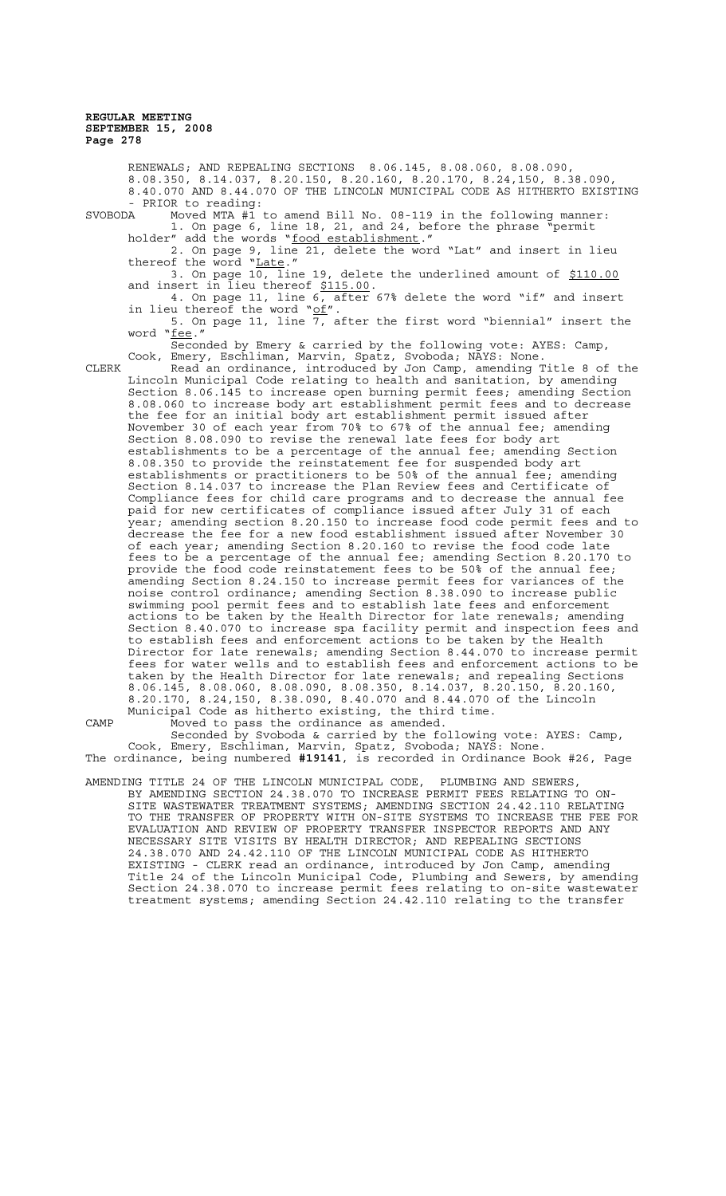RENEWALS; AND REPEALING SECTIONS 8.06.145, 8.08.060, 8.08.090, 8.08.350, 8.14.037, 8.20.150, 8.20.160, 8.20.170, 8.24,150, 8.38.090, 8.40.070 AND 8.44.070 OF THE LINCOLN MUNICIPAL CODE AS HITHERTO EXISTING - PRIOR to reading:

SVOBODA Moved MTA #1 to amend Bill No. 08-119 in the following manner:

1. On page 6, line 18, 21, and 24, before the phrase "permit holder" add the words "food establishment."
2. On page 9, line 21, delete the word "Lat" and insert in lieu thereof the word "Late."
3. On page 10, line 19, delete the underlined amount of $110.00 and insert in lieu thereof $115.00.
4. On page 11, line 6, after 67% delete the word "if" and insert in lieu thereof the word "of".
5. On page 11, line 7, after the first word "biennial" insert the word "fee."

Seconded by Emery & carried by the following vote: AYES: Camp, Cook, Emery, Eschliman, Marvin, Spatz, Svoboda; NAYS: None.

CLERK Read an ordinance, introduced by Jon Camp, amending Title 8 of the Lincoln Municipal Code relating to health and sanitation, by amending Section 8.06.145 to increase open burning permit fees; amending Section 8.08.060 to increase body art establishment permit fees and to decrease the fee for an initial body art establishment permit issued after November 30 of each year from 70% to 67% of the annual fee; amending Section 8.08.090 to revise the renewal late fees for body art establishments to be a percentage of the annual fee; amending Section 8.08.350 to provide the reinstatement fee for suspended body art establishments or practitioners to be 50% of the annual fee; amending Section 8.14.037 to increase the Plan Review fees and Certificate of Compliance fees for child care programs and to decrease the annual fee paid for new certificates of compliance issued after July 31 of each year; amending section 8.20.150 to increase food code permit fees and to decrease the fee for a new food establishment issued after November 30 of each year; amending Section 8.20.160 to revise the food code late fees to be a percentage of the annual fee; amending Section 8.20.170 to provide the food code reinstatement fees to be 50% of the annual fee; amending Section 8.24.150 to increase permit fees for variances of the noise control ordinance; amending Section 8.38.090 to increase public swimming pool permit fees and to establish late fees and enforcement actions to be taken by the Health Director for late renewals; amending Section 8.40.070 to increase spa facility permit and inspection fees and to establish fees and enforcement actions to be taken by the Health Director for late renewals; amending Section 8.44.070 to increase permit fees for water wells and to establish fees and enforcement actions to be taken by the Health Director for late renewals; and repealing Sections 8.06.145, 8.08.060, 8.08.090, 8.08.350, 8.14.037, 8.20.150, 8.20.160, 8.20.170, 8.24,150, 8.38.090, 8.40.070 and 8.44.070 of the Lincoln Municipal Code as hitherto existing, the third time.

CAMP Moved to pass the ordinance as amended.

Seconded by Svoboda & carried by the following vote: AYES: Camp, Cook, Emery, Eschliman, Marvin, Spatz, Svoboda; NAYS: None.

The ordinance, being numbered **#19141**, is recorded in Ordinance Book #26, Page

AMENDING TITLE 24 OF THE LINCOLN MUNICIPAL CODE, PLUMBING AND SEWERS, BY AMENDING SECTION 24.38.070 TO INCREASE PERMIT FEES RELATING TO ON-SITE WASTEWATER TREATMENT SYSTEMS; AMENDING SECTION 24.42.110 RELATING TO THE TRANSFER OF PROPERTY WITH ON-SITE SYSTEMS TO INCREASE THE FEE FOR EVALUATION AND REVIEW OF PROPERTY TRANSFER INSPECTOR REPORTS AND ANY NECESSARY SITE VISITS BY HEALTH DIRECTOR; AND REPEALING SECTIONS 24.38.070 AND 24.42.110 OF THE LINCOLN MUNICIPAL CODE AS HITHERTO EXISTING - CLERK read an ordinance, introduced by Jon Camp, amending Title 24 of the Lincoln Municipal Code, Plumbing and Sewers, by amending Section 24.38.070 to increase permit fees relating to on-site wastewater treatment systems; amending Section 24.42.110 relating to the transfer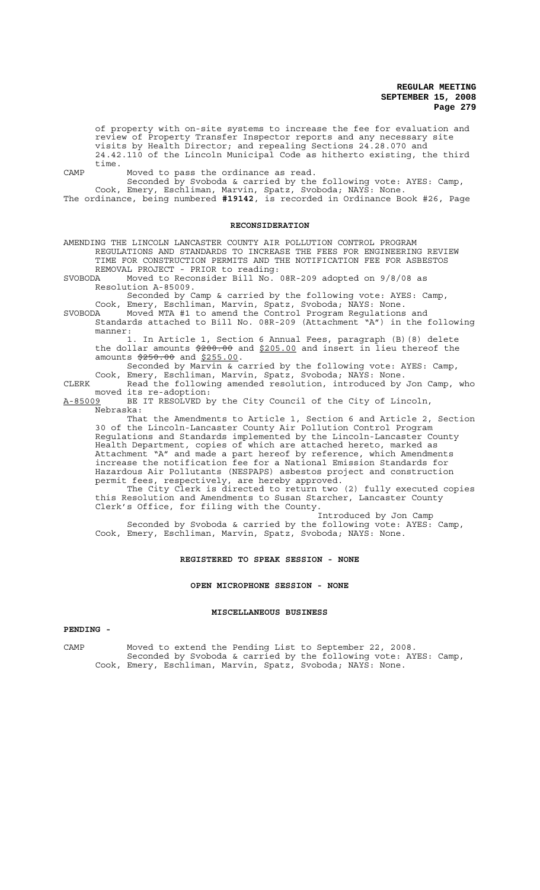of property with on-site systems to increase the fee for evaluation and review of Property Transfer Inspector reports and any necessary site visits by Health Director; and repealing Sections 24.28.070 and 24.42.110 of the Lincoln Municipal Code as hitherto existing, the third time.

CAMP Moved to pass the ordinance as read.

Seconded by Svoboda & carried by the following vote: AYES: Camp, Cook, Emery, Eschliman, Marvin, Spatz, Svoboda; NAYS: None.

The ordinance, being numbered **#19142**, is recorded in Ordinance Book #26, Page

## RECONSIDERATION

AMENDING THE LINCOLN LANCASTER COUNTY AIR POLLUTION CONTROL PROGRAM REGULATIONS AND STANDARDS TO INCREASE THE FEES FOR ENGINEERING REVIEW TIME FOR CONSTRUCTION PERMITS AND THE NOTIFICATION FEE FOR ASBESTOS REMOVAL PROJECT - PRIOR to reading:

SVOBODA Moved to Reconsider Bill No. 08R-209 adopted on 9/8/08 as Resolution A-85009.

Seconded by Camp & carried by the following vote: AYES: Camp, Cook, Emery, Eschliman, Marvin, Spatz, Svoboda; NAYS: None.

SVOBODA Moved MTA #1 to amend the Control Program Regulations and Standards attached to Bill No. 08R-209 (Attachment "A") in the following manner:

1. In Article 1, Section 6 Annual Fees, paragraph (B)(8) delete the dollar amounts ~~$200.00~~ and <u>$205.00</u> and insert in lieu thereof the amounts ~~$250.00~~ and <u>$255.00</u>.

Seconded by Marvin & carried by the following vote: AYES: Camp, Cook, Emery, Eschliman, Marvin, Spatz, Svoboda; NAYS: None.

CLERK Read the following amended resolution, introduced by Jon Camp, who moved its re-adoption:

<u>A-85009</u> BE IT RESOLVED by the City Council of the City of Lincoln, Nebraska:

That the Amendments to Article 1, Section 6 and Article 2, Section 30 of the Lincoln-Lancaster County Air Pollution Control Program Regulations and Standards implemented by the Lincoln-Lancaster County Health Department, copies of which are attached hereto, marked as Attachment "A" and made a part hereof by reference, which Amendments increase the notification fee for a National Emission Standards for Hazardous Air Pollutants (NESPAPS) asbestos project and construction permit fees, respectively, are hereby approved.

The City Clerk is directed to return two (2) fully executed copies this Resolution and Amendments to Susan Starcher, Lancaster County Clerk's Office, for filing with the County.

Introduced by Jon Camp

Seconded by Svoboda & carried by the following vote: AYES: Camp, Cook, Emery, Eschliman, Marvin, Spatz, Svoboda; NAYS: None.

## REGISTERED TO SPEAK SESSION - NONE

## OPEN MICROPHONE SESSION - NONE

## MISCELLANEOUS BUSINESS

**PENDING -**

CAMP Moved to extend the Pending List to September 22, 2008.

Seconded by Svoboda & carried by the following vote: AYES: Camp, Cook, Emery, Eschliman, Marvin, Spatz, Svoboda; NAYS: None.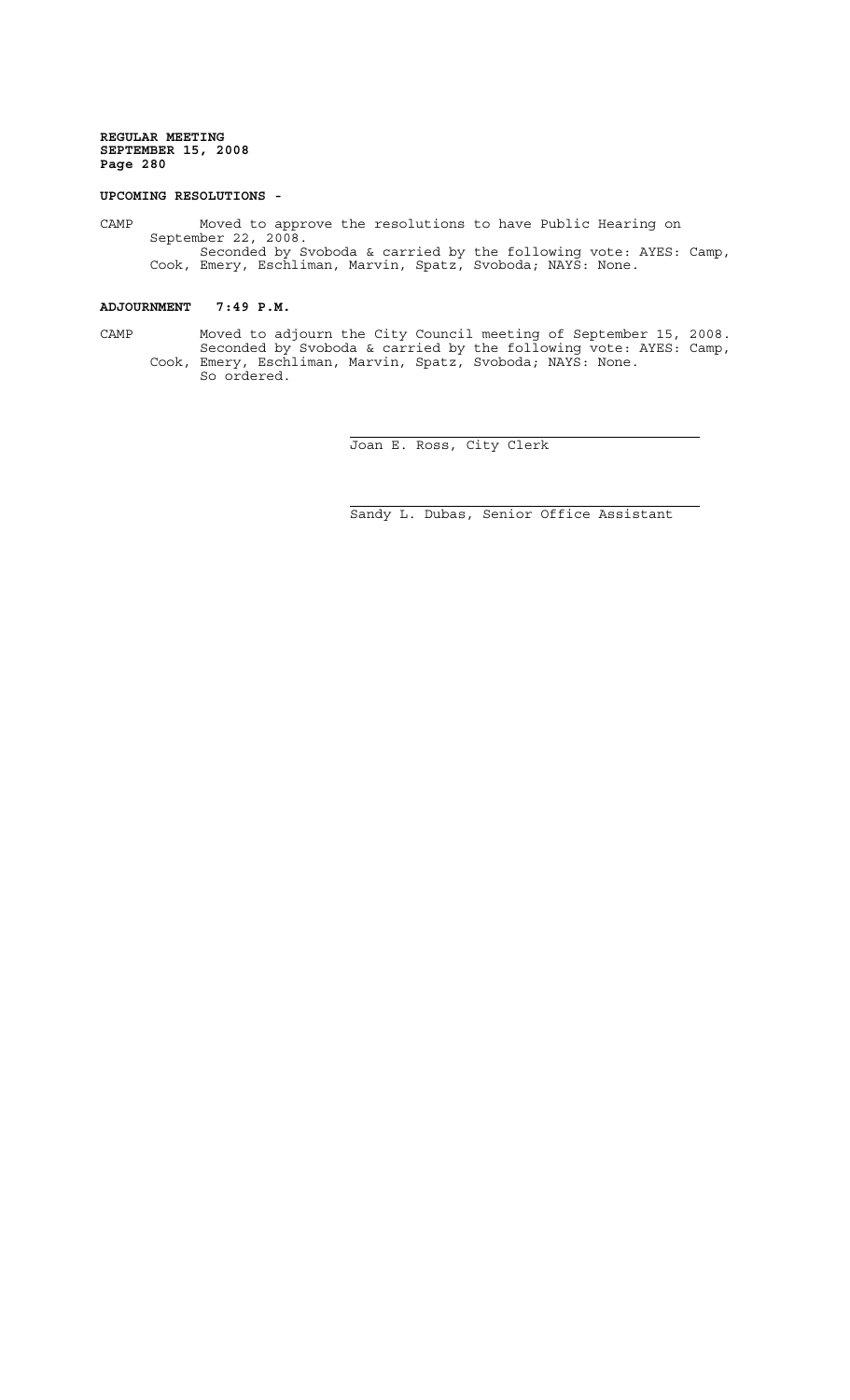**UPCOMING RESOLUTIONS -**

CAMP Moved to approve the resolutions to have Public Hearing on September 22, 2008.
Seconded by Svoboda & carried by the following vote: AYES: Camp, Cook, Emery, Eschliman, Marvin, Spatz, Svoboda; NAYS: None.

**ADJOURNMENT 7:49 P.M.**

CAMP Moved to adjourn the City Council meeting of September 15, 2008.
Seconded by Svoboda & carried by the following vote: AYES: Camp, Cook, Emery, Eschliman, Marvin, Spatz, Svoboda; NAYS: None.
So ordered.

Joan E. Ross, City Clerk

Sandy L. Dubas, Senior Office Assistant